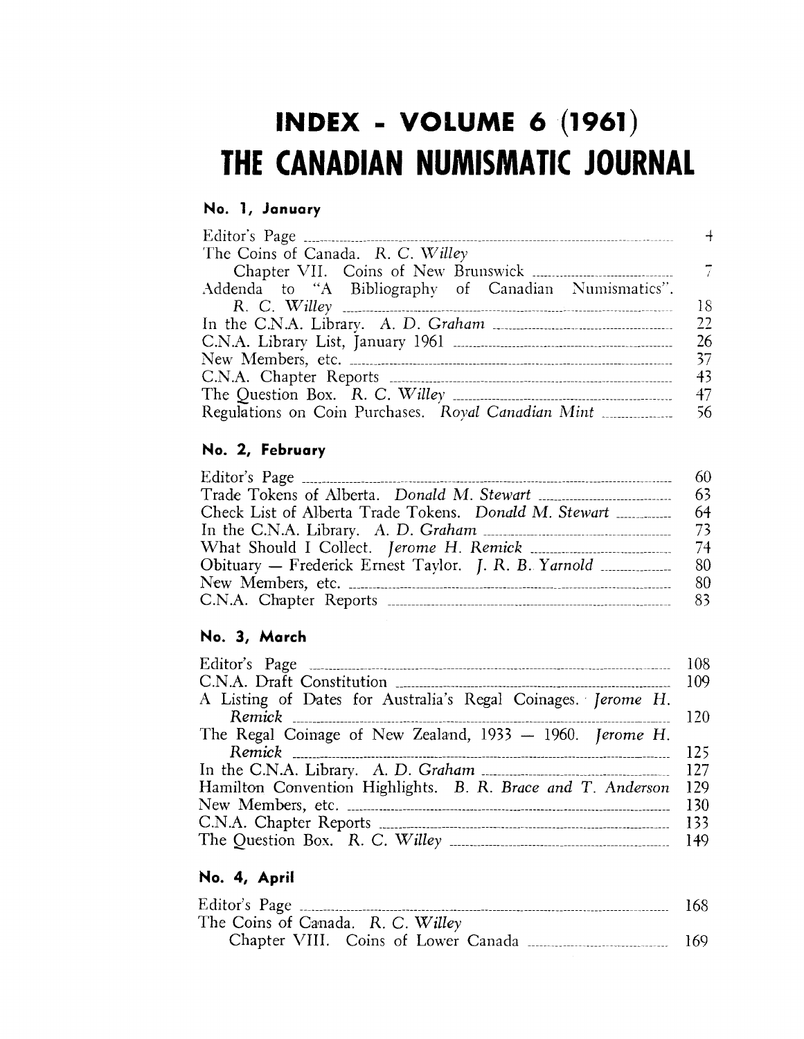# INDEX - VOLUME 6 (1961)

# THE CANADIAN NUMISMATIC JOURNAL

### No. 1, January

| | |
|---|---|
| Editor's Page | 4 |
| The Coins of Canada. *R. C. Willey* | |
| Chapter VII. Coins of New Brunswick | 7 |
| Addenda to "A Bibliography of Canadian Numismatics". *R. C. Willey* | 18 |
| In the C.N.A. Library. *A. D. Graham* | 22 |
| C.N.A. Library List, January 1961 | 26 |
| New Members, etc. | 37 |
| C.N.A. Chapter Reports | 43 |
| The Question Box. *R. C. Willey* | 47 |
| Regulations on Coin Purchases. *Royal Canadian Mint* | 56 |

### No. 2, February

| | |
|---|---|
| Editor's Page | 60 |
| Trade Tokens of Alberta. *Donald M. Stewart* | 63 |
| Check List of Alberta Trade Tokens. *Donald M. Stewart* | 64 |
| In the C.N.A. Library. *A. D. Graham* | 73 |
| What Should I Collect. *Jerome H. Remick* | 74 |
| Obituary — Frederick Ernest Taylor. *J. R. B. Yarnold* | 80 |
| New Members, etc. | 80 |
| C.N.A. Chapter Reports | 83 |

### No. 3, March

| | |
|---|---|
| Editor's Page | 108 |
| C.N.A. Draft Constitution | 109 |
| A Listing of Dates for Australia's Regal Coinages. *Jerome H. Remick* | 120 |
| The Regal Coinage of New Zealand, 1933 — 1960. *Jerome H. Remick* | 125 |
| In the C.N.A. Library. *A. D. Graham* | 127 |
| Hamilton Convention Highlights. *B. R. Brace and T. Anderson* | 129 |
| New Members, etc. | 130 |
| C.N.A. Chapter Reports | 133 |
| The Question Box. *R. C. Willey* | 149 |

### No. 4, April

| | |
|---|---|
| Editor's Page | 168 |
| The Coins of Canada. *R. C. Willey* | |
| Chapter VIII. Coins of Lower Canada | 169 |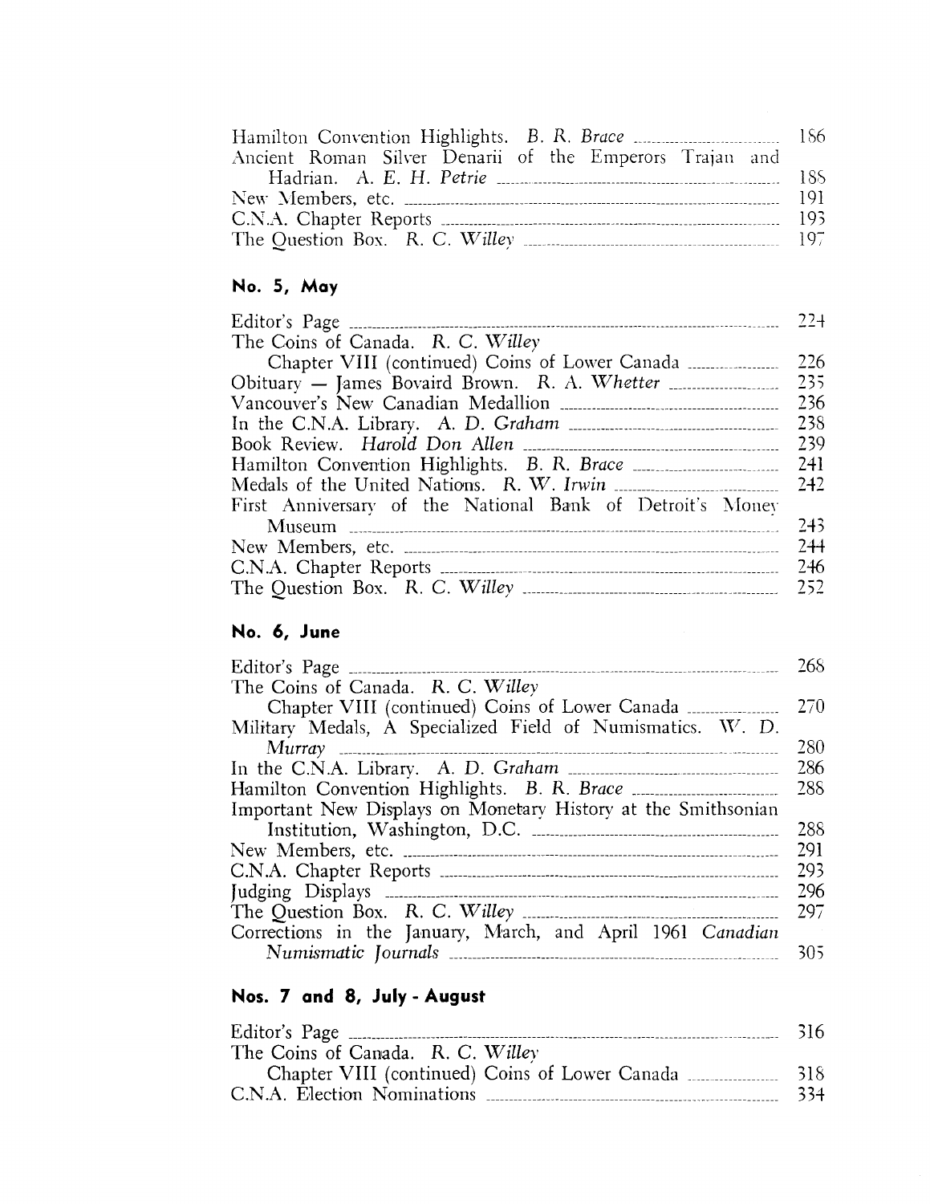Hamilton Convention Highlights. *B. R. Brace* ........ 186
Ancient Roman Silver Denarii of the Emperors Trajan and Hadrian. *A. E. H. Petrie* ........ 188
New Members, etc. ........ 191
C.N.A. Chapter Reports ........ 193
The Question Box. *R. C. Willey* ........ 197

## No. 5, May

Editor's Page ........ 224
The Coins of Canada. *R. C. Willey*
Chapter VIII (continued) Coins of Lower Canada ........ 226
Obituary — James Bovaird Brown. *R. A. Whetter* ........ 235
Vancouver's New Canadian Medallion ........ 236
In the C.N.A. Library. *A. D. Graham* ........ 238
Book Review. *Harold Don Allen* ........ 239
Hamilton Convention Highlights. *B. R. Brace* ........ 241
Medals of the United Nations. *R. W. Irwin* ........ 242
First Anniversary of the National Bank of Detroit's Money Museum ........ 243
New Members, etc. ........ 244
C.N.A. Chapter Reports ........ 246
The Question Box. *R. C. Willey* ........ 252

## No. 6, June

Editor's Page ........ 268
The Coins of Canada. *R. C. Willey*
Chapter VIII (continued) Coins of Lower Canada ........ 270
Military Medals, A Specialized Field of Numismatics. *W. D. Murray* ........ 280
In the C.N.A. Library. *A. D. Graham* ........ 286
Hamilton Convention Highlights. *B. R. Brace* ........ 288
Important New Displays on Monetary History at the Smithsonian Institution, Washington, D.C. ........ 288
New Members, etc. ........ 291
C.N.A. Chapter Reports ........ 293
Judging Displays ........ 296
The Question Box. *R. C. Willey* ........ 297
Corrections in the January, March, and April 1961 *Canadian Numismatic Journals* ........ 305

## Nos. 7 and 8, July - August

Editor's Page ........ 316
The Coins of Canada. *R. C. Willey*
Chapter VIII (continued) Coins of Lower Canada ........ 318
C.N.A. Election Nominations ........ 334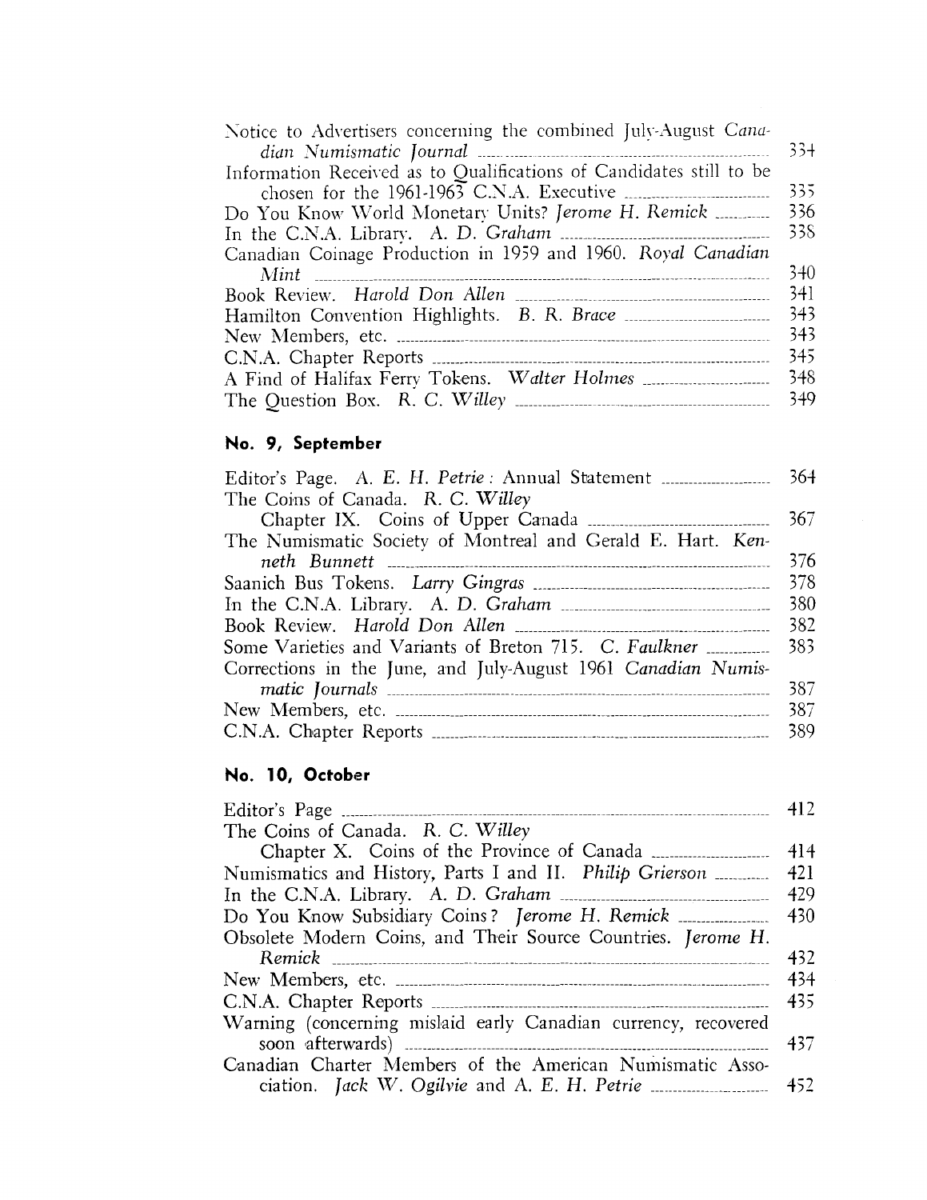Notice to Advertisers concerning the combined July-August *Canadian Numismatic Journal* ........ 334

Information Received as to Qualifications of Candidates still to be chosen for the 1961-1963 C.N.A. Executive ........ 335

Do You Know World Monetary Units? *Jerome H. Remick* ........ 336

In the C.N.A. Library. *A. D. Graham* ........ 338

Canadian Coinage Production in 1959 and 1960. *Royal Canadian Mint* ........ 340

Book Review. *Harold Don Allen* ........ 341

Hamilton Convention Highlights. *B. R. Brace* ........ 343

New Members, etc. ........ 343

C.N.A. Chapter Reports ........ 345

A Find of Halifax Ferry Tokens. *Walter Holmes* ........ 348

The Question Box. *R. C. Willey* ........ 349

## No. 9, September

Editor's Page. *A. E. H. Petrie*: Annual Statement ........ 364

The Coins of Canada. *R. C. Willey*
Chapter IX. Coins of Upper Canada ........ 367

The Numismatic Society of Montreal and Gerald E. Hart. *Kenneth Bunnett* ........ 376

Saanich Bus Tokens. *Larry Gingras* ........ 378

In the C.N.A. Library. *A. D. Graham* ........ 380

Book Review. *Harold Don Allen* ........ 382

Some Varieties and Variants of Breton 715. *C. Faulkner* ........ 383

Corrections in the June, and July-August 1961 *Canadian Numismatic Journals* ........ 387

New Members, etc. ........ 387

C.N.A. Chapter Reports ........ 389

## No. 10, October

Editor's Page ........ 412

The Coins of Canada. *R. C. Willey*
Chapter X. Coins of the Province of Canada ........ 414

Numismatics and History, Parts I and II. *Philip Grierson* ........ 421

In the C.N.A. Library. *A. D. Graham* ........ 429

Do You Know Subsidiary Coins? *Jerome H. Remick* ........ 430

Obsolete Modern Coins, and Their Source Countries. *Jerome H. Remick* ........ 432

New Members, etc. ........ 434

C.N.A. Chapter Reports ........ 435

Warning (concerning mislaid early Canadian currency, recovered soon afterwards) ........ 437

Canadian Charter Members of the American Numismatic Association. *Jack W. Ogilvie* and *A. E. H. Petrie* ........ 452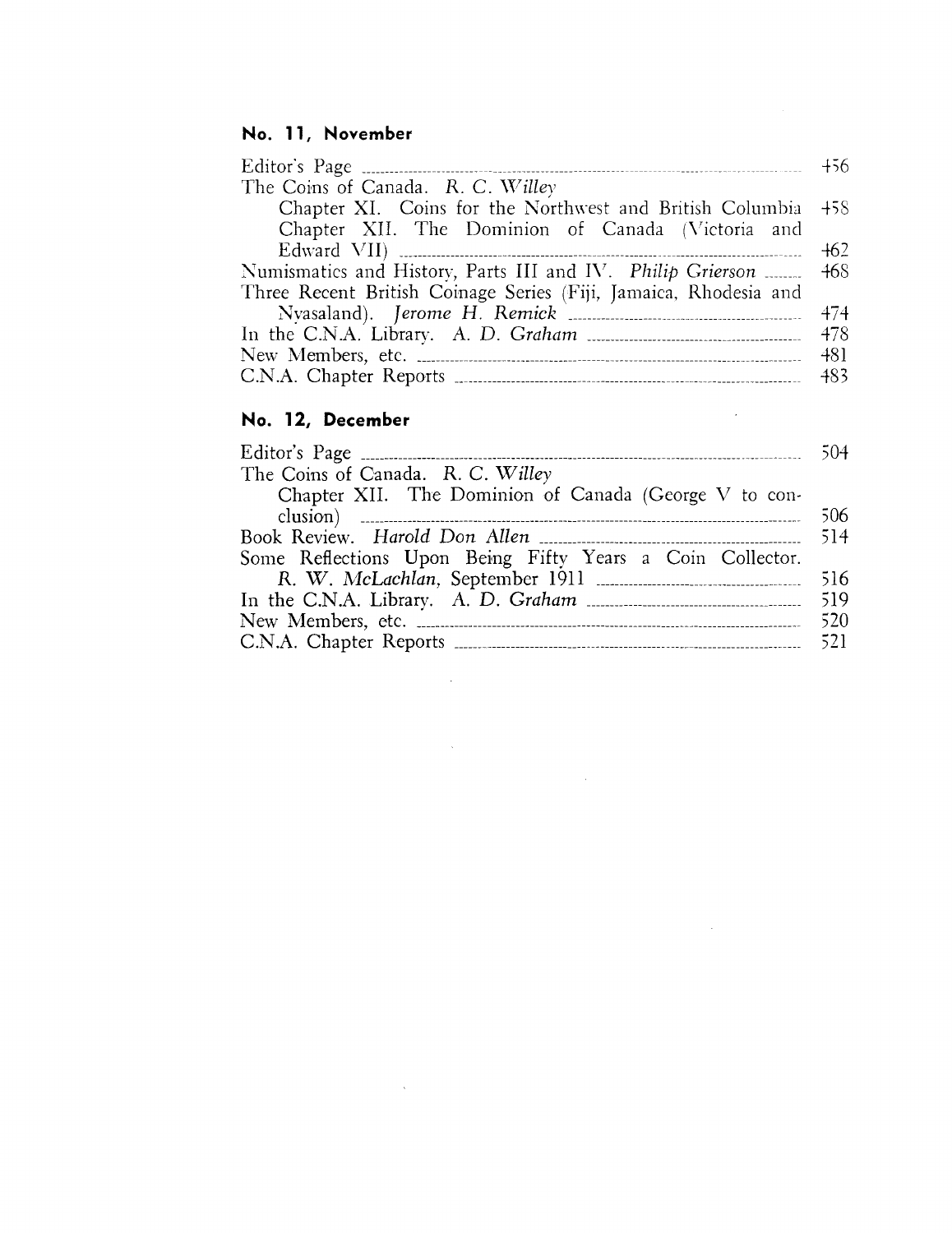## No. 11, November

| | |
|---|---|
| Editor's Page | 456 |
| The Coins of Canada. *R. C. Willey* | |
| Chapter XI. Coins for the Northwest and British Columbia | 458 |
| Chapter XII. The Dominion of Canada (Victoria and Edward VII) | 462 |
| Numismatics and History, Parts III and IV. *Philip Grierson* | 468 |
| Three Recent British Coinage Series (Fiji, Jamaica, Rhodesia and Nyasaland). *Jerome H. Remick* | 474 |
| In the C.N.A. Library. *A. D. Graham* | 478 |
| New Members, etc. | 481 |
| C.N.A. Chapter Reports | 483 |

## No. 12, December

| | |
|---|---|
| Editor's Page | 504 |
| The Coins of Canada. *R. C. Willey* | |
| Chapter XII. The Dominion of Canada (George V to conclusion) | 506 |
| Book Review. *Harold Don Allen* | 514 |
| Some Reflections Upon Being Fifty Years a Coin Collector. *R. W. McLachlan*, September 1911 | 516 |
| In the C.N.A. Library. *A. D. Graham* | 519 |
| New Members, etc. | 520 |
| C.N.A. Chapter Reports | 521 |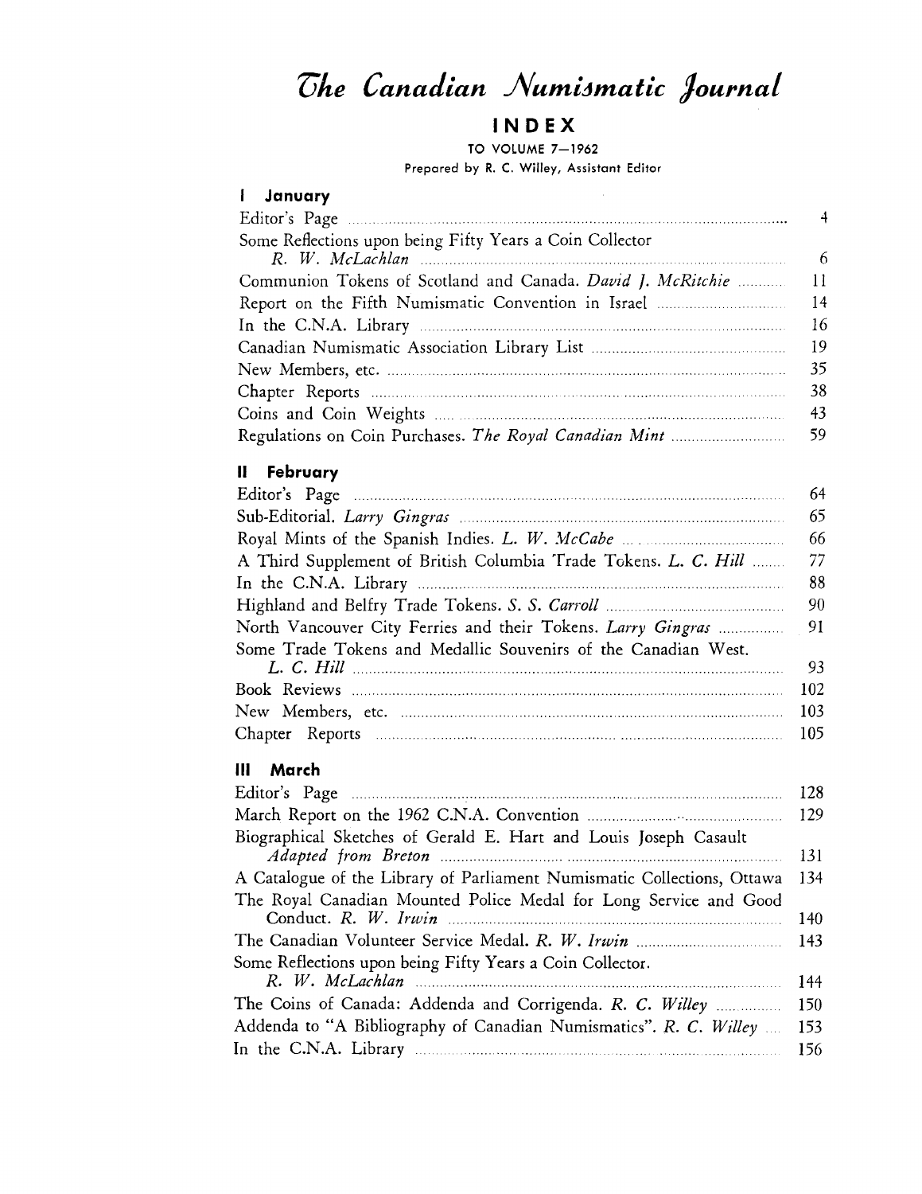# The Canadian Numismatic Journal

## INDEX

TO VOLUME 7—1962

Prepared by R. C. Willey, Assistant Editor

### I January

| | |
|---|---|
| Editor's Page | 4 |
| Some Reflections upon being Fifty Years a Coin Collector *R. W. McLachlan* | 6 |
| Communion Tokens of Scotland and Canada. *David J. McRitchie* | 11 |
| Report on the Fifth Numismatic Convention in Israel | 14 |
| In the C.N.A. Library | 16 |
| Canadian Numismatic Association Library List | 19 |
| New Members, etc. | 35 |
| Chapter Reports | 38 |
| Coins and Coin Weights | 43 |
| Regulations on Coin Purchases. *The Royal Canadian Mint* | 59 |

### II February

| | |
|---|---|
| Editor's Page | 64 |
| Sub-Editorial. *Larry Gingras* | 65 |
| Royal Mints of the Spanish Indies. *L. W. McCabe* | 66 |
| A Third Supplement of British Columbia Trade Tokens. *L. C. Hill* | 77 |
| In the C.N.A. Library | 88 |
| Highland and Belfry Trade Tokens. *S. S. Carroll* | 90 |
| North Vancouver City Ferries and their Tokens. *Larry Gingras* | 91 |
| Some Trade Tokens and Medallic Souvenirs of the Canadian West. *L. C. Hill* | 93 |
| Book Reviews | 102 |
| New Members, etc. | 103 |
| Chapter Reports | 105 |

### III March

| | |
|---|---|
| Editor's Page | 128 |
| March Report on the 1962 C.N.A. Convention | 129 |
| Biographical Sketches of Gerald E. Hart and Louis Joseph Casault *Adapted from Breton* | 131 |
| A Catalogue of the Library of Parliament Numismatic Collections, Ottawa | 134 |
| The Royal Canadian Mounted Police Medal for Long Service and Good Conduct. *R. W. Irwin* | 140 |
| The Canadian Volunteer Service Medal. *R. W. Irwin* | 143 |
| Some Reflections upon being Fifty Years a Coin Collector. *R. W. McLachlan* | 144 |
| The Coins of Canada: Addenda and Corrigenda. *R. C. Willey* | 150 |
| Addenda to "A Bibliography of Canadian Numismatics". *R. C. Willey* | 153 |
| In the C.N.A. Library | 156 |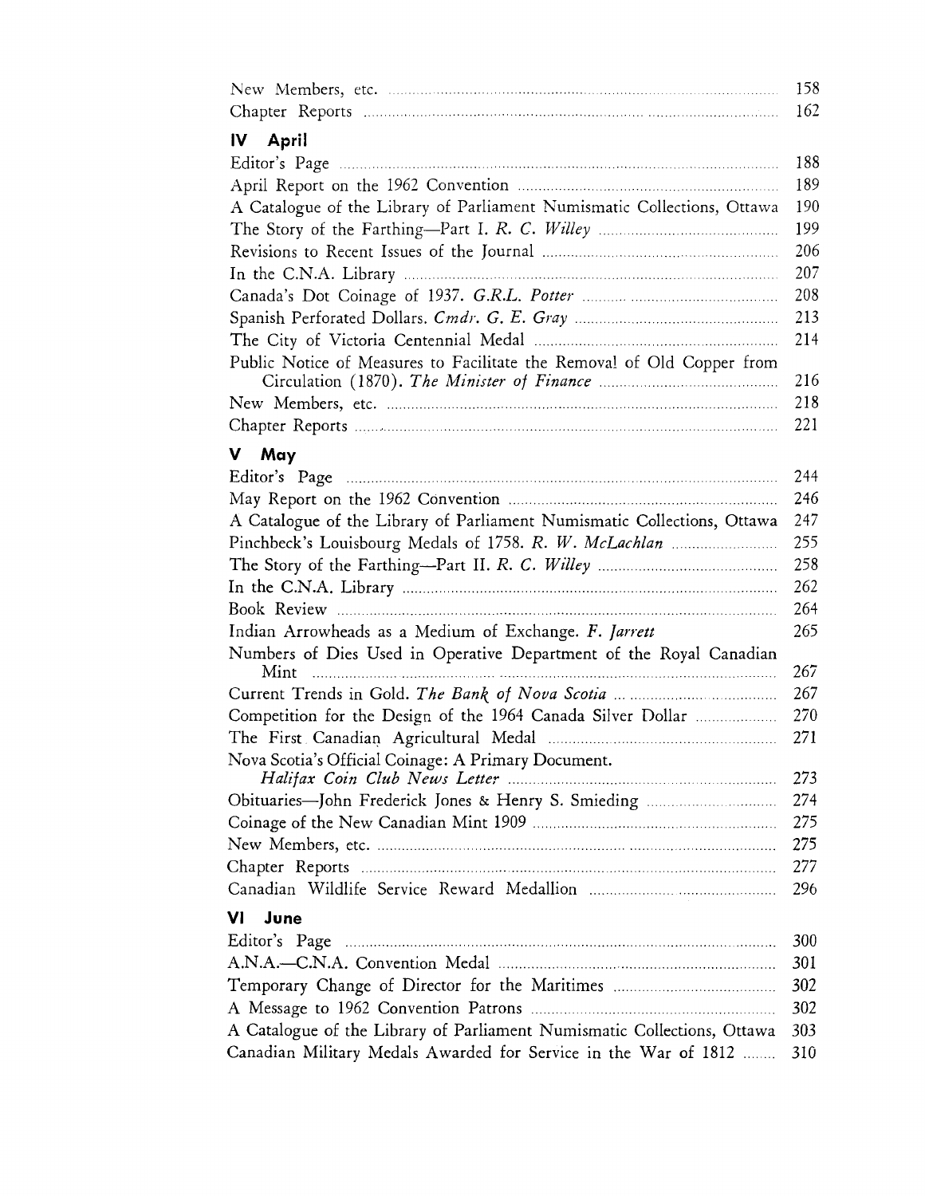New Members, etc. 158
Chapter Reports 162

### IV April

Editor's Page 188
April Report on the 1962 Convention 189
A Catalogue of the Library of Parliament Numismatic Collections, Ottawa 190
The Story of the Farthing—Part I. *R. C. Willey* 199
Revisions to Recent Issues of the Journal 206
In the C.N.A. Library 207
Canada's Dot Coinage of 1937. *G.R.L. Potter* 208
Spanish Perforated Dollars. *Cmdr. G. E. Gray* 213
The City of Victoria Centennial Medal 214
Public Notice of Measures to Facilitate the Removal of Old Copper from Circulation (1870). *The Minister of Finance* 216
New Members, etc. 218
Chapter Reports 221

### V May

Editor's Page 244
May Report on the 1962 Convention 246
A Catalogue of the Library of Parliament Numismatic Collections, Ottawa 247
Pinchbeck's Louisbourg Medals of 1758. *R. W. McLachlan* 255
The Story of the Farthing—Part II. *R. C. Willey* 258
In the C.N.A. Library 262
Book Review 264
Indian Arrowheads as a Medium of Exchange. *F. Jarrett* 265
Numbers of Dies Used in Operative Department of the Royal Canadian Mint 267
Current Trends in Gold. *The Bank of Nova Scotia* 267
Competition for the Design of the 1964 Canada Silver Dollar 270
The First Canadian Agricultural Medal 271
Nova Scotia's Official Coinage: A Primary Document. *Halifax Coin Club News Letter* 273
Obituaries—John Frederick Jones & Henry S. Smieding 274
Coinage of the New Canadian Mint 1909 275
New Members, etc. 275
Chapter Reports 277
Canadian Wildlife Service Reward Medallion 296

### VI June

Editor's Page 300
A.N.A.—C.N.A. Convention Medal 301
Temporary Change of Director for the Maritimes 302
A Message to 1962 Convention Patrons 302
A Catalogue of the Library of Parliament Numismatic Collections, Ottawa 303
Canadian Military Medals Awarded for Service in the War of 1812 310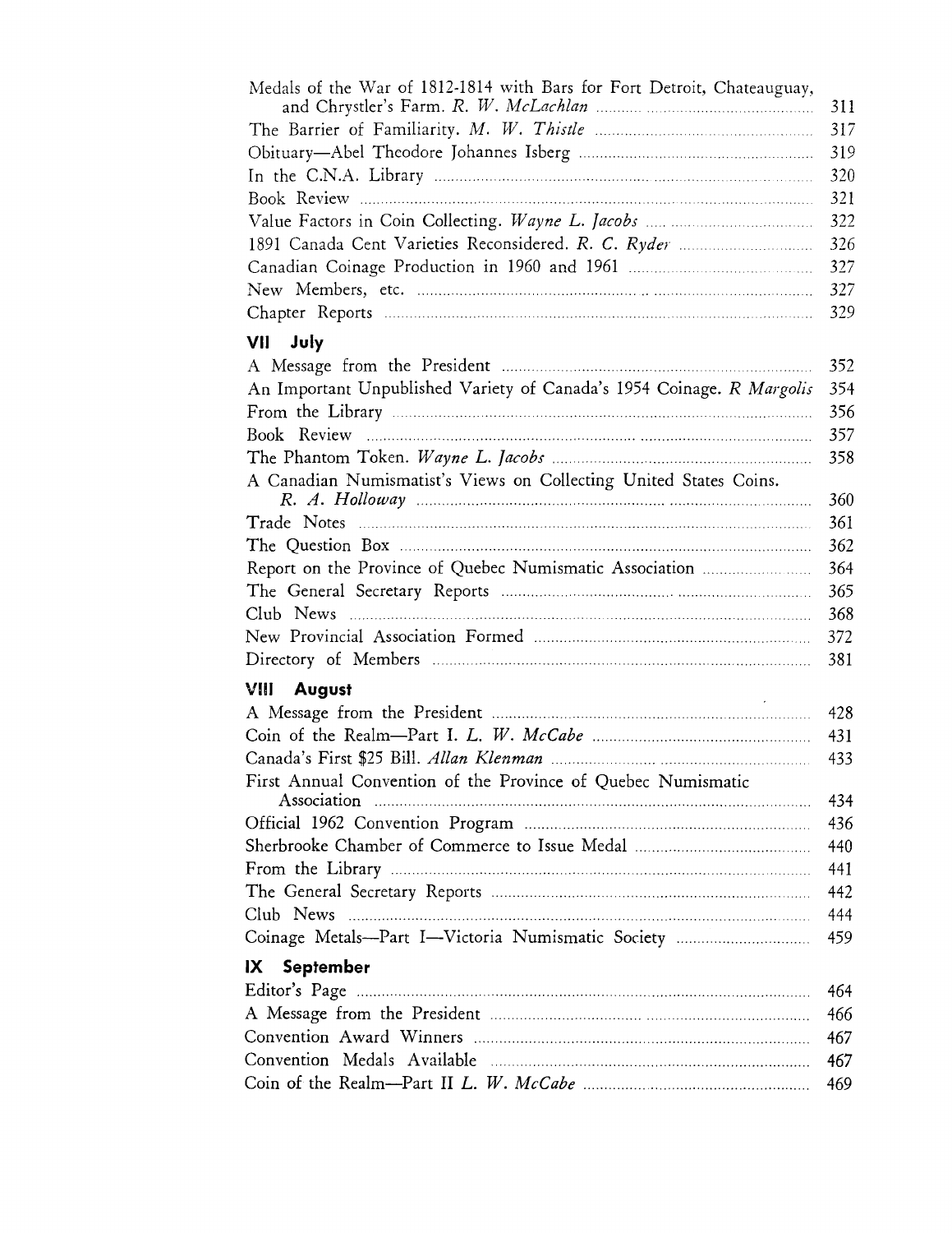Medals of the War of 1812-1814 with Bars for Fort Detroit, Chateauguay, and Chrystler's Farm. *R. W. McLachlan* ........ 311
The Barrier of Familiarity. *M. W. Thistle* ........ 317
Obituary—Abel Theodore Johannes Isberg ........ 319
In the C.N.A. Library ........ 320
Book Review ........ 321
Value Factors in Coin Collecting. *Wayne L. Jacobs* ........ 322
1891 Canada Cent Varieties Reconsidered. *R. C. Ryder* ........ 326
Canadian Coinage Production in 1960 and 1961 ........ 327
New Members, etc. ........ 327
Chapter Reports ........ 329

## VII July

A Message from the President ........ 352
An Important Unpublished Variety of Canada's 1954 Coinage. *R Margolis* 354
From the Library ........ 356
Book Review ........ 357
The Phantom Token. *Wayne L. Jacobs* ........ 358
A Canadian Numismatist's Views on Collecting United States Coins. *R. A. Holloway* ........ 360
Trade Notes ........ 361
The Question Box ........ 362
Report on the Province of Quebec Numismatic Association ........ 364
The General Secretary Reports ........ 365
Club News ........ 368
New Provincial Association Formed ........ 372
Directory of Members ........ 381

## VIII August

A Message from the President ........ 428
Coin of the Realm—Part I. *L. W. McCabe* ........ 431
Canada's First $25 Bill. *Allan Klenman* ........ 433
First Annual Convention of the Province of Quebec Numismatic Association ........ 434
Official 1962 Convention Program ........ 436
Sherbrooke Chamber of Commerce to Issue Medal ........ 440
From the Library ........ 441
The General Secretary Reports ........ 442
Club News ........ 444
Coinage Metals—Part I—Victoria Numismatic Society ........ 459

## IX September

Editor's Page ........ 464
A Message from the President ........ 466
Convention Award Winners ........ 467
Convention Medals Available ........ 467
Coin of the Realm—Part II *L. W. McCabe* ........ 469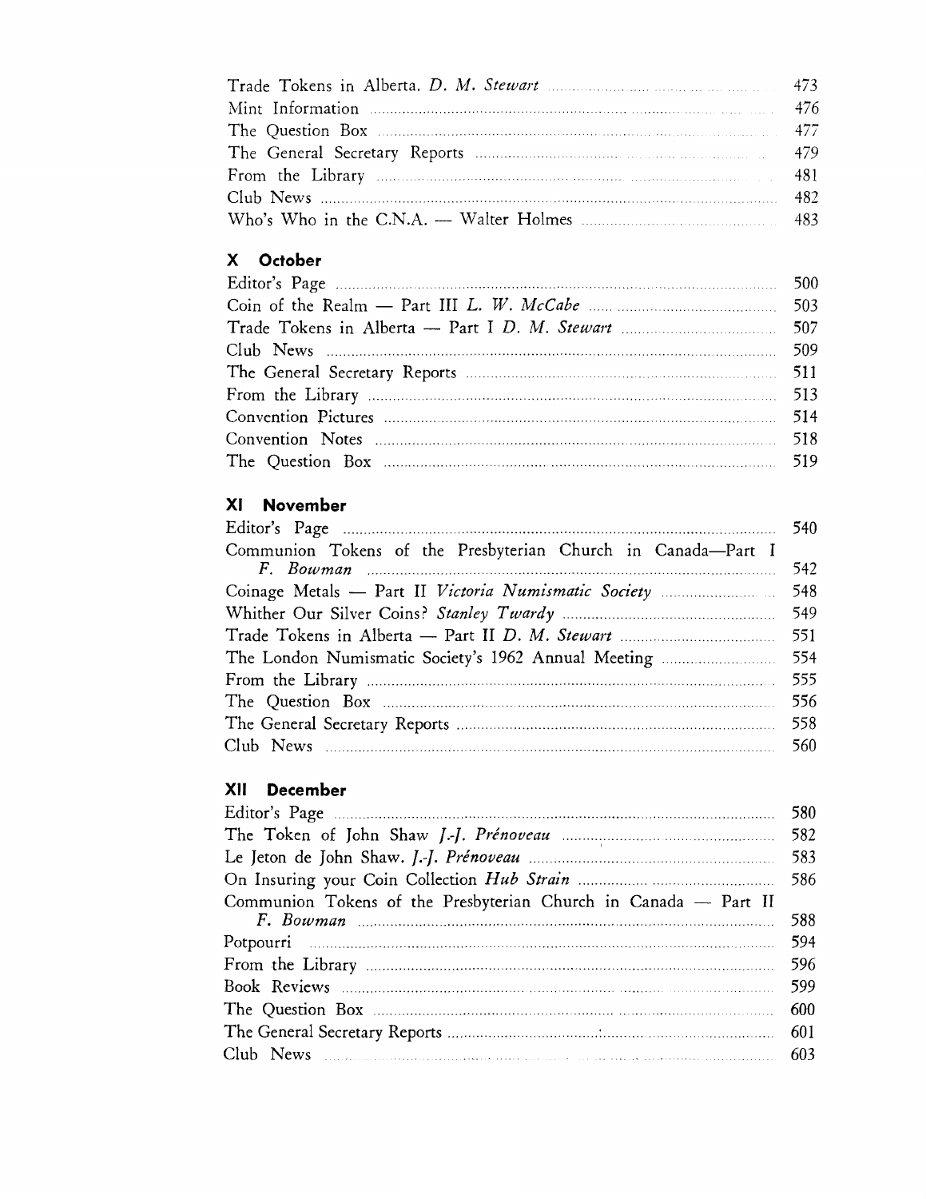Trade Tokens in Alberta. *D. M. Stewart* ........ 473
Mint Information ........ 476
The Question Box ........ 477
The General Secretary Reports ........ 479
From the Library ........ 481
Club News ........ 482
Who's Who in the C.N.A. — Walter Holmes ........ 483

### X October

Editor's Page ........ 500
Coin of the Realm — Part III *L. W. McCabe* ........ 503
Trade Tokens in Alberta — Part I *D. M. Stewart* ........ 507
Club News ........ 509
The General Secretary Reports ........ 511
From the Library ........ 513
Convention Pictures ........ 514
Convention Notes ........ 518
The Question Box ........ 519

### XI November

Editor's Page ........ 540
Communion Tokens of the Presbyterian Church in Canada—Part I *F. Bowman* ........ 542
Coinage Metals — Part II *Victoria Numismatic Society* ........ 548
Whither Our Silver Coins? *Stanley Twardy* ........ 549
Trade Tokens in Alberta — Part II *D. M. Stewart* ........ 551
The London Numismatic Society's 1962 Annual Meeting ........ 554
From the Library ........ 555
The Question Box ........ 556
The General Secretary Reports ........ 558
Club News ........ 560

### XII December

Editor's Page ........ 580
The Token of John Shaw *J.-J. Prénoveau* ........ 582
Le Jeton de John Shaw. *J.-J. Prénoveau* ........ 583
On Insuring your Coin Collection *Hub Strain* ........ 586
Communion Tokens of the Presbyterian Church in Canada — Part II *F. Bowman* ........ 588
Potpourri ........ 594
From the Library ........ 596
Book Reviews ........ 599
The Question Box ........ 600
The General Secretary Reports ........ 601
Club News ........ 603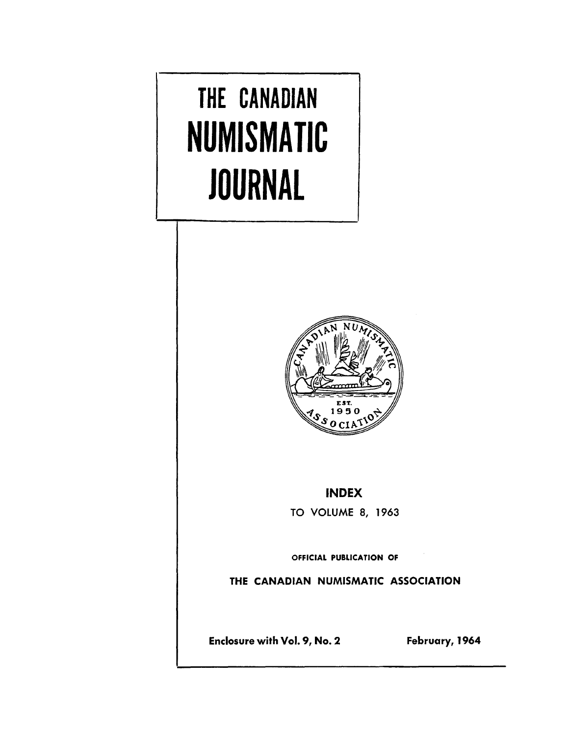# THE CANADIAN NUMISMATIC JOURNAL

INDEX

TO VOLUME 8, 1963

OFFICIAL PUBLICATION OF

THE CANADIAN NUMISMATIC ASSOCIATION

Enclosure with Vol. 9, No. 2

February, 1964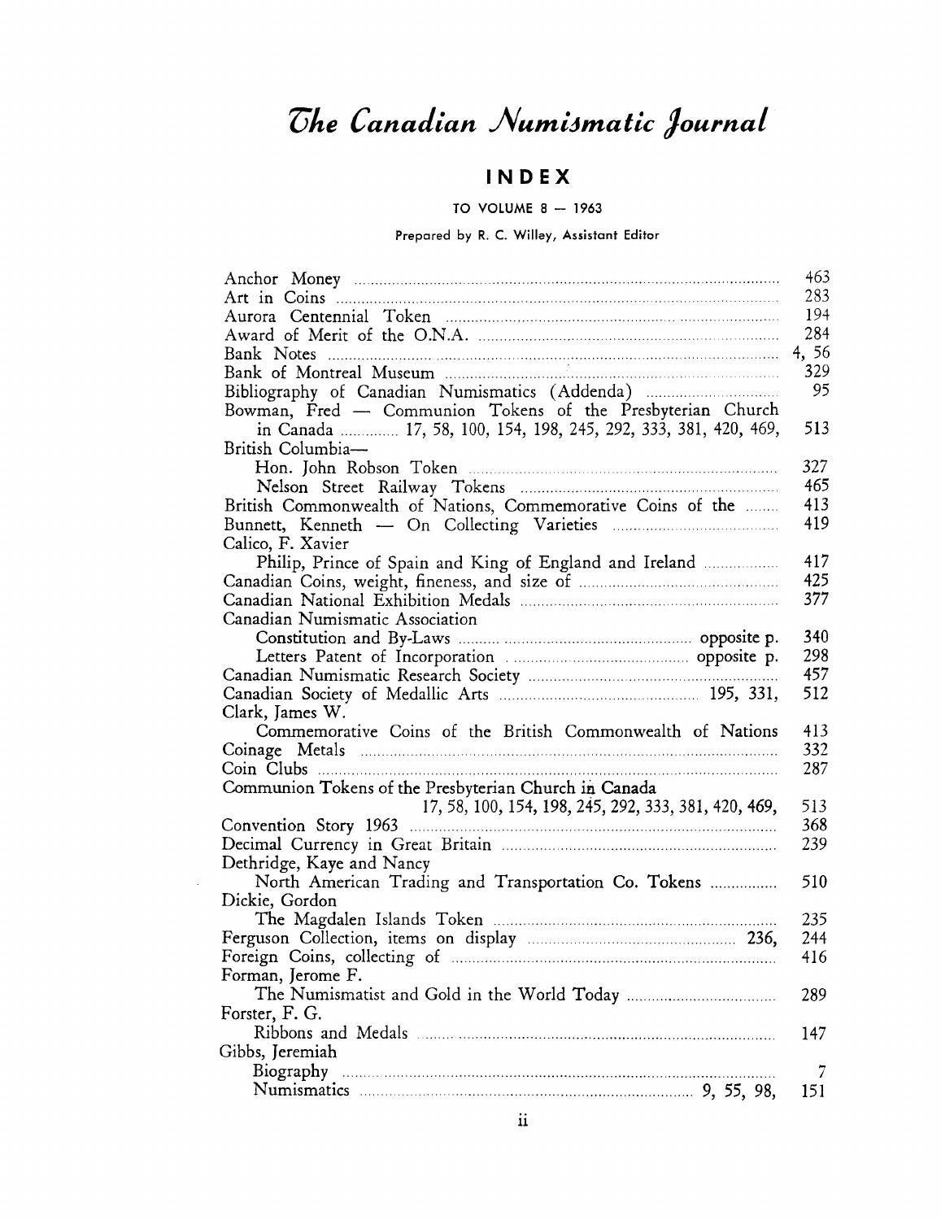# *The Canadian Numismatic Journal*

## INDEX

### TO VOLUME 8 — 1963

Prepared by R. C. Willey, Assistant Editor

Anchor Money ..... 463
Art in Coins ..... 283
Aurora Centennial Token ..... 194
Award of Merit of the O.N.A. ..... 284
Bank Notes ..... 4, 56
Bank of Montreal Museum ..... 329
Bibliography of Canadian Numismatics (Addenda) ..... 95
Bowman, Fred — Communion Tokens of the Presbyterian Church
    in Canada ..... 17, 58, 100, 154, 198, 245, 292, 333, 381, 420, 469, 513
British Columbia—
    Hon. John Robson Token ..... 327
    Nelson Street Railway Tokens ..... 465
British Commonwealth of Nations, Commemorative Coins of the ..... 413
Bunnett, Kenneth — On Collecting Varieties ..... 419
Calico, F. Xavier
    Philip, Prince of Spain and King of England and Ireland ..... 417
Canadian Coins, weight, fineness, and size of ..... 425
Canadian National Exhibition Medals ..... 377
Canadian Numismatic Association
    Constitution and By-Laws ..... opposite p. 340
    Letters Patent of Incorporation ..... opposite p. 298
Canadian Numismatic Research Society ..... 457
Canadian Society of Medallic Arts ..... 195, 331, 512
Clark, James W.
    Commemorative Coins of the British Commonwealth of Nations 413
Coinage Metals ..... 332
Coin Clubs ..... 287
Communion Tokens of the Presbyterian Church in Canada
    17, 58, 100, 154, 198, 245, 292, 333, 381, 420, 469, 513
Convention Story 1963 ..... 368
Decimal Currency in Great Britain ..... 239
Dethridge, Kaye and Nancy
    North American Trading and Transportation Co. Tokens ..... 510
Dickie, Gordon
    The Magdalen Islands Token ..... 235
Ferguson Collection, items on display ..... 236, 244
Foreign Coins, collecting of ..... 416
Forman, Jerome F.
    The Numismatist and Gold in the World Today ..... 289
Forster, F. G.
    Ribbons and Medals ..... 147
Gibbs, Jeremiah
    Biography ..... 7
    Numismatics ..... 9, 55, 98, 151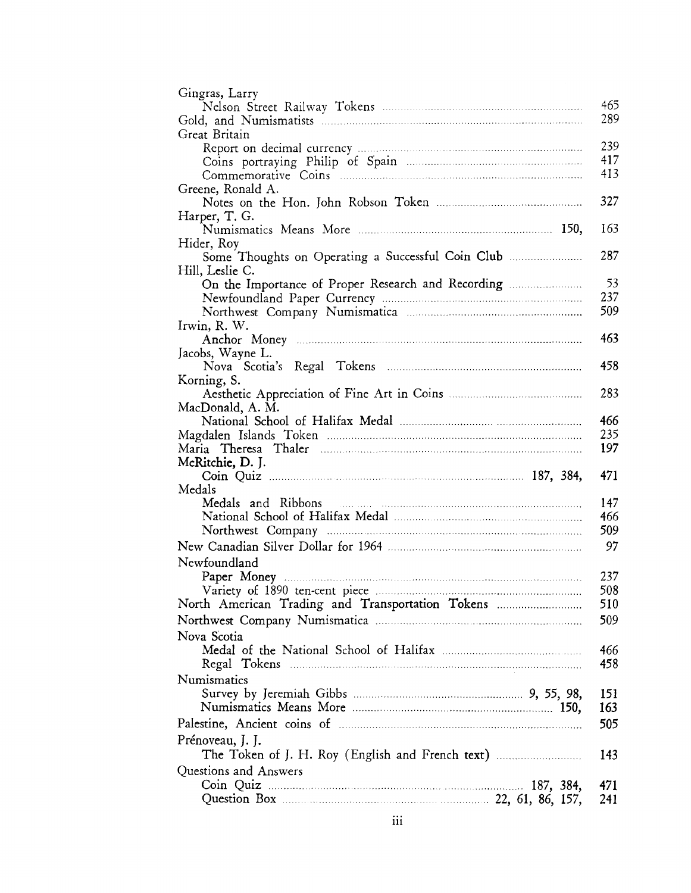Gingras, Larry
- Nelson Street Railway Tokens ... 465

Gold, and Numismatists ... 289

Great Britain
- Report on decimal currency ... 239
- Coins portraying Philip of Spain ... 417
- Commemorative Coins ... 413

Greene, Ronald A.
- Notes on the Hon. John Robson Token ... 327

Harper, T. G.
- Numismatics Means More ... 150, 163

Hider, Roy
- Some Thoughts on Operating a Successful Coin Club ... 287

Hill, Leslie C.
- On the Importance of Proper Research and Recording ... 53
- Newfoundland Paper Currency ... 237
- Northwest Company Numismatica ... 509

Irwin, R. W.
- Anchor Money ... 463

Jacobs, Wayne L.
- Nova Scotia's Regal Tokens ... 458

Korning, S.
- Aesthetic Appreciation of Fine Art in Coins ... 283

MacDonald, A. M.
- National School of Halifax Medal ... 466

Magdalen Islands Token ... 235

Maria Theresa Thaler ... 197

McRitchie, D. J.
- Coin Quiz ... 187, 384, 471

Medals
- Medals and Ribbons ... 147
- National School of Halifax Medal ... 466
- Northwest Company ... 509

New Canadian Silver Dollar for 1964 ... 97

Newfoundland
- Paper Money ... 237
- Variety of 1890 ten-cent piece ... 508

North American Trading and Transportation Tokens ... 510

Northwest Company Numismatica ... 509

Nova Scotia
- Medal of the National School of Halifax ... 466
- Regal Tokens ... 458

Numismatics
- Survey by Jeremiah Gibbs ... 9, 55, 98, 151
- Numismatics Means More ... 150, 163

Palestine, Ancient coins of ... 505

Prénoveau, J. J.
- The Token of J. H. Roy (English and French text) ... 143

Questions and Answers
- Coin Quiz ... 187, 384, 471
- Question Box ... 22, 61, 86, 157, 241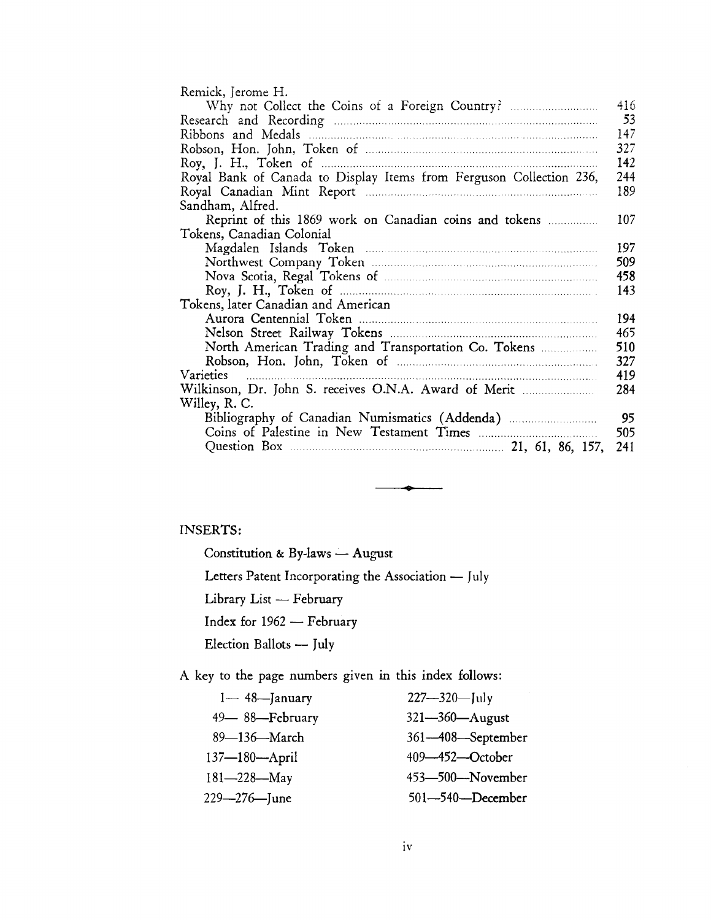Remick, Jerome H.

- Why not Collect the Coins of a Foreign Country? ... 416

Research and Recording ... 53

Ribbons and Medals ... 147

Robson, Hon. John, Token of ... 327

Roy, J. H., Token of ... 142

Royal Bank of Canada to Display Items from Ferguson Collection 236, 244

Royal Canadian Mint Report ... 189

Sandham, Alfred.

- Reprint of this 1869 work on Canadian coins and tokens ... 107

Tokens, Canadian Colonial

- Magdalen Islands Token ... 197
- Northwest Company Token ... 509
- Nova Scotia, Regal Tokens of ... 458
- Roy, J. H., Token of ... 143

Tokens, later Canadian and American

- Aurora Centennial Token ... 194
- Nelson Street Railway Tokens ... 465
- North American Trading and Transportation Co. Tokens ... 510
- Robson, Hon. John, Token of ... 327

Varieties ... 419

Wilkinson, Dr. John S. receives O.N.A. Award of Merit ... 284

Willey, R. C.

- Bibliography of Canadian Numismatics (Addenda) ... 95
- Coins of Palestine in New Testament Times ... 505
- Question Box ... 21, 61, 86, 157, 241

---

INSERTS:

Constitution & By-laws — August

Letters Patent Incorporating the Association — July

Library List — February

Index for 1962 — February

Election Ballots — July

A key to the page numbers given in this index follows:

| | |
|---|---|
| 1—48—January | 227—320—July |
| 49—88—February | 321—360—August |
| 89—136—March | 361—408—September |
| 137—180—April | 409—452—October |
| 181—228—May | 453—500—November |
| 229—276—June | 501—540—December |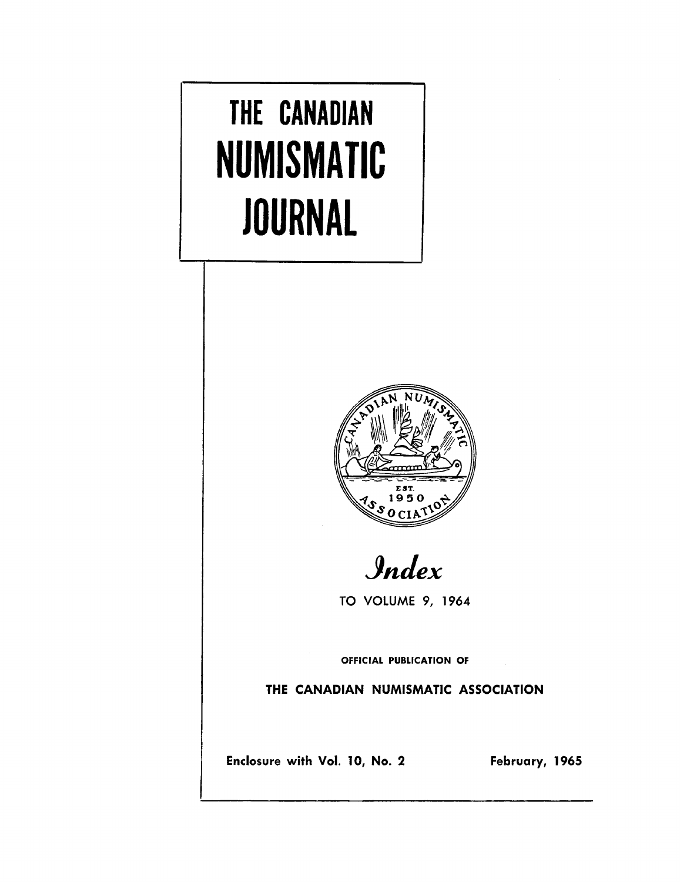# THE CANADIAN NUMISMATIC JOURNAL

CANADIAN NUMISMATIC ASSOCIATION EST. 1950

## *Index*

TO VOLUME 9, 1964

OFFICIAL PUBLICATION OF

THE CANADIAN NUMISMATIC ASSOCIATION

Enclosure with Vol. 10, No. 2

February, 1965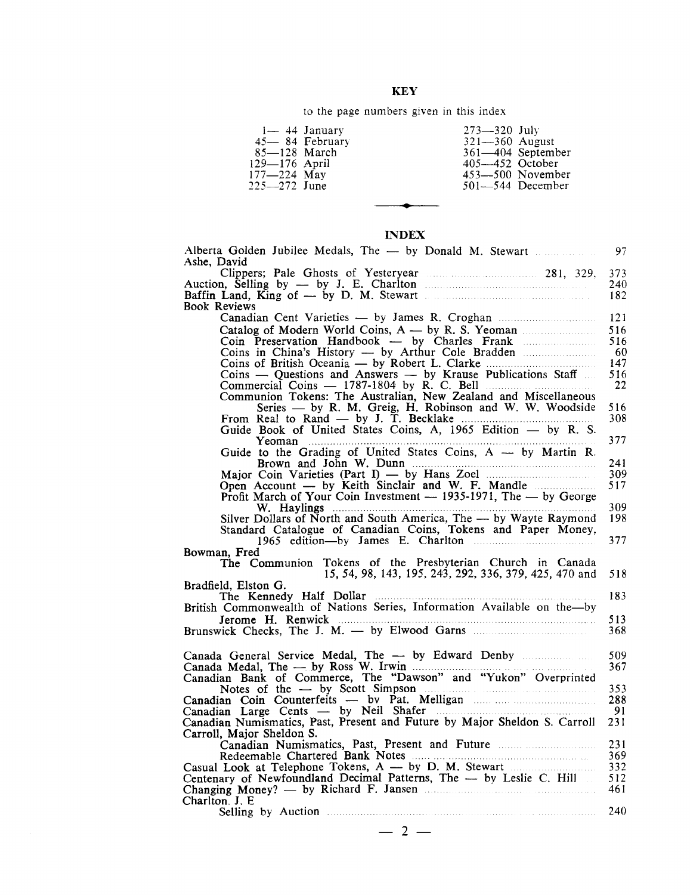## KEY

to the page numbers given in this index

| | | | |
|---|---|---|---|
| 1—44 | January | 273—320 | July |
| 45—84 | February | 321—360 | August |
| 85—128 | March | 361—404 | September |
| 129—176 | April | 405—452 | October |
| 177—224 | May | 453—500 | November |
| 225—272 | June | 501—544 | December |

## INDEX

Alberta Golden Jubilee Medals, The — by Donald M. Stewart ..... 97

Ashe, David

  Clippers; Pale Ghosts of Yesteryear ..... 281, 329, 373

Auction, Selling by — by J. E. Charlton ..... 240

Baffin Land, King of — by D. M. Stewart ..... 182

Book Reviews

  Canadian Cent Varieties — by James R. Croghan ..... 121

  Catalog of Modern World Coins, A — by R. S. Yeoman ..... 516

  Coin Preservation Handbook — by Charles Frank ..... 516

  Coins in China's History — by Arthur Cole Bradden ..... 60

  Coins of British Oceania — by Robert L. Clarke ..... 147

  Coins — Questions and Answers — by Krause Publications Staff ..... 516

  Commercial Coins — 1787-1804 by R. C. Bell ..... 22

  Communion Tokens: The Australian, New Zealand and Miscellaneous Series — by R. M. Greig, H. Robinson and W. W. Woodside ..... 516

  From Real to Rand — by J. T. Becklake ..... 308

  Guide Book of United States Coins, A, 1965 Edition — by R. S. Yeoman ..... 377

  Guide to the Grading of United States Coins, A — by Martin R. Brown and John W. Dunn ..... 241

  Major Coin Varieties (Part I) — by Hans Zoel ..... 309

  Open Account — by Keith Sinclair and W. F. Mandle ..... 517

  Profit March of Your Coin Investment — 1935-1971, The — by George W. Haylings ..... 309

  Silver Dollars of North and South America, The — by Wayte Raymond ..... 198

  Standard Catalogue of Canadian Coins, Tokens and Paper Money, 1965 edition—by James E. Charlton ..... 377

Bowman, Fred

  The Communion Tokens of the Presbyterian Church in Canada 15, 54, 98, 143, 195, 243, 292, 336, 379, 425, 470 and 518

Bradfield, Elston G.

  The Kennedy Half Dollar ..... 183

British Commonwealth of Nations Series, Information Available on the—by Jerome H. Renwick ..... 513

Brunswick Checks, The J. M. — by Elwood Garns ..... 368

Canada General Service Medal, The — by Edward Denby ..... 509

Canada Medal, The — by Ross W. Irwin ..... 367

Canadian Bank of Commerce, The "Dawson" and "Yukon" Overprinted Notes of the — by Scott Simpson ..... 353

Canadian Coin Counterfeits — by Pat. Melligan ..... 288

Canadian Large Cents — by Neil Shafer ..... 91

Canadian Numismatics, Past, Present and Future by Major Sheldon S. Carroll ..... 231

Carroll, Major Sheldon S.

  Canadian Numismatics, Past, Present and Future ..... 231

  Redeemable Chartered Bank Notes ..... 369

Casual Look at Telephone Tokens, A — by D. M. Stewart ..... 332

Centenary of Newfoundland Decimal Patterns, The — by Leslie C. Hill ..... 512

Changing Money? — by Richard F. Jansen ..... 461

Charlton, J. E

  Selling by Auction ..... 240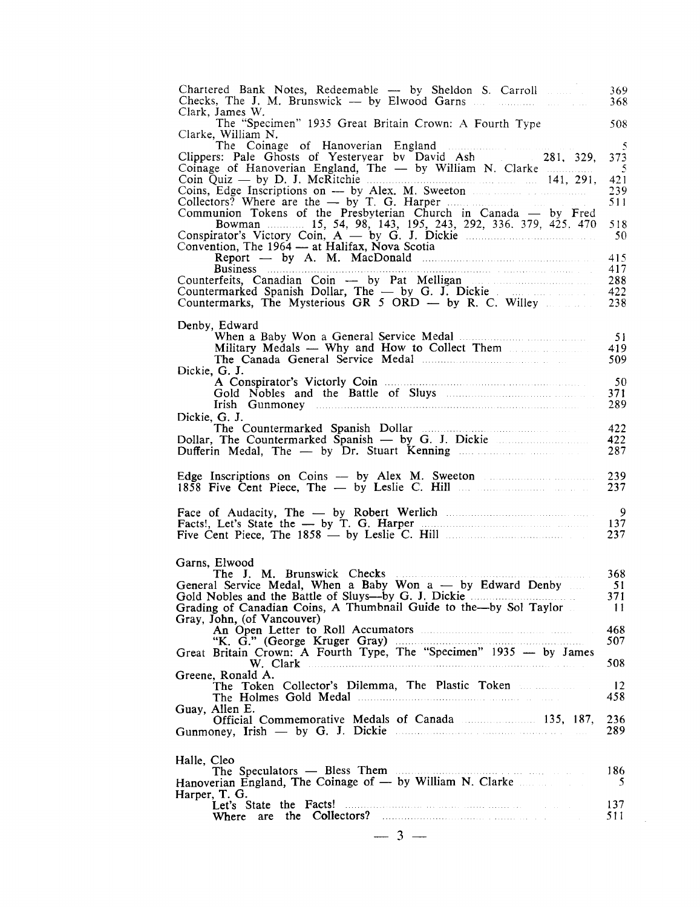Chartered Bank Notes, Redeemable — by Sheldon S. Carroll 369
Checks, The J. M. Brunswick — by Elwood Garns 368
Clark, James W.
  The "Specimen" 1935 Great Britain Crown: A Fourth Type 508
Clarke, William N.
  The Coinage of Hanoverian England 5
Clippers: Pale Ghosts of Yesteryear by David Ash 281, 329, 373
Coinage of Hanoverian England, The — by William N. Clarke 5
Coin Quiz — by D. J. McRitchie 141, 291, 421
Coins, Edge Inscriptions on — by Alex. M. Sweeton 239
Collectors? Where are the — by T. G. Harper 511
Communion Tokens of the Presbyterian Church in Canada — by Fred Bowman 15, 54, 98, 143, 195, 243, 292, 336, 379, 425, 470 518
Conspirator's Victory Coin, A — by G. J. Dickie 50
Convention, The 1964 — at Halifax, Nova Scotia
  Report — by A. M. MacDonald 415
  Business 417
Counterfeits, Canadian Coin — by Pat Melligan 288
Countermarked Spanish Dollar, The — by G. J. Dickie 422
Countermarks, The Mysterious GR 5 ORD — by R. C. Willey 238

Denby, Edward
  When a Baby Won a General Service Medal 51
  Military Medals — Why and How to Collect Them 419
  The Canada General Service Medal 509
Dickie, G. J.
  A Conspirator's Victorly Coin 50
  Gold Nobles and the Battle of Sluys 371
  Irish Gunmoney 289
Dickie, G. J.
  The Countermarked Spanish Dollar 422
Dollar, The Countermarked Spanish — by G. J. Dickie 422
Dufferin Medal, The — by Dr. Stuart Kenning 287

Edge Inscriptions on Coins — by Alex M. Sweeton 239
1858 Five Cent Piece, The — by Leslie C. Hill 237

Face of Audacity, The — by Robert Werlich 9
Facts!, Let's State the — by T. G. Harper 137
Five Cent Piece, The 1858 — by Leslie C. Hill 237

Garns, Elwood
  The J. M. Brunswick Checks 368
General Service Medal, When a Baby Won a — by Edward Denby 51
Gold Nobles and the Battle of Sluys—by G. J. Dickie 371
Grading of Canadian Coins, A Thumbnail Guide to the—by Sol Taylor 11
Gray, John, (of Vancouver)
  An Open Letter to Roll Accumators 468
  "K. G." (George Kruger Gray) 507
Great Britain Crown: A Fourth Type, The "Specimen" 1935 — by James W. Clark 508
Greene, Ronald A.
  The Token Collector's Dilemma, The Plastic Token 12
  The Holmes Gold Medal 458
Guay, Allen E.
  Official Commemorative Medals of Canada 135, 187, 236
Gunmoney, Irish — by G. J. Dickie 289

Halle, Cleo
  The Speculators — Bless Them 186
Hanoverian England, The Coinage of — by William N. Clarke 5
Harper, T. G.
  Let's State the Facts! 137
  Where are the Collectors? 511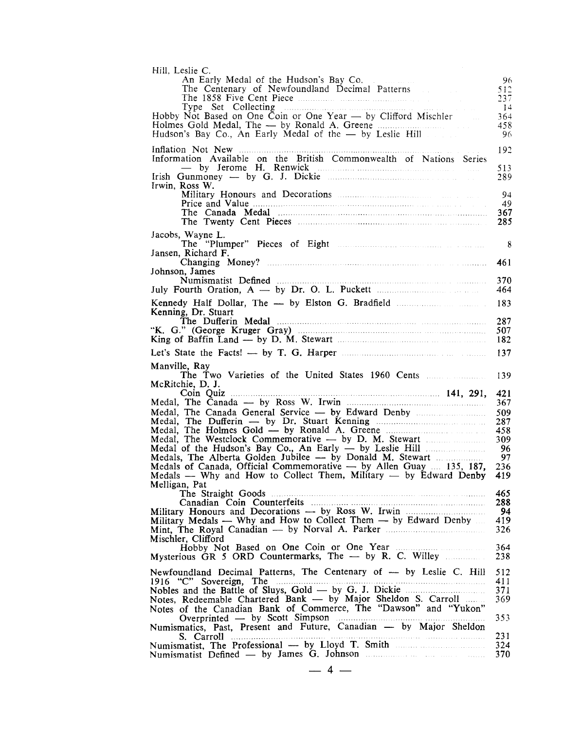Hill, Leslie C.
- An Early Medal of the Hudson's Bay Co. 96
- The Centenary of Newfoundland Decimal Patterns 512
- The 1858 Five Cent Piece 237
- Type Set Collecting 14

Hobby Not Based on One Coin or One Year — by Clifford Mischler 364
Holmes Gold Medal, The — by Ronald A. Greene 458
Hudson's Bay Co., An Early Medal of the — by Leslie Hill 96

Inflation Not New 192
Information Available on the British Commonwealth of Nations Series — by Jerome H. Renwick 513
Irish Gunmoney — by G. J. Dickie 289
Irwin, Ross W.
- Military Honours and Decorations 94
- Price and Value 49
- The Canada Medal 367
- The Twenty Cent Pieces 285

Jacobs, Wayne L.
- The "Plumper" Pieces of Eight 8

Jansen, Richard F.
- Changing Money? 461

Johnson, James
- Numismatist Defined 370

July Fourth Oration, A — by Dr. O. L. Puckett 464

Kennedy Half Dollar, The — by Elston G. Bradfield 183
Kenning, Dr. Stuart
- The Dufferin Medal 287

"K. G." (George Kruger Gray) 507
King of Baffin Land — by D. M. Stewart 182

Let's State the Facts! — by T. G. Harper 137

Manville, Ray
- The Two Varieties of the United States 1960 Cents 139

McRitchie, D. J.
- Coin Quiz 141, 291, 421

Medal, The Canada — by Ross W. Irwin 367
Medal, The Canada General Service — by Edward Denby 509
Medal, The Dufferin — by Dr. Stuart Kenning 287
Medal, The Holmes Gold — by Ronald A. Greene 458
Medal, The Westclock Commemorative — by D. M. Stewart 309
Medal of the Hudson's Bay Co., An Early — by Leslie Hill 96
Medals, The Alberta Golden Jubilee — by Donald M. Stewart 97
Medals of Canada, Official Commemorative — by Allen Guay 135, 187, 236
Medals — Why and How to Collect Them, Military — by Edward Denby 419
Melligan, Pat
- The Straight Goods 465
- Canadian Coin Counterfeits 288

Military Honours and Decorations — by Ross W. Irwin 94
Military Medals — Why and How to Collect Them — by Edward Denby 419
Mint, The Royal Canadian — by Norval A. Parker 326
Mischler, Clifford
- Hobby Not Based on One Coin or One Year 364

Mysterious GR 5 ORD Countermarks, The — by R. C. Willey 238

Newfoundland Decimal Patterns, The Centenary of — by Leslie C. Hill 512
1916 "C" Sovereign, The 411
Nobles and the Battle of Sluys, Gold — by G. J. Dickie 371
Notes, Redeemable Chartered Bank — by Major Sheldon S. Carroll 369
Notes of the Canadian Bank of Commerce, The "Dawson" and "Yukon" Overprinted — by Scott Simpson 353
Numismatics, Past, Present and Future, Canadian — by Major Sheldon S. Carroll 231
Numismatist, The Professional — by Lloyd T. Smith 324
Numismatist Defined — by James G. Johnson 370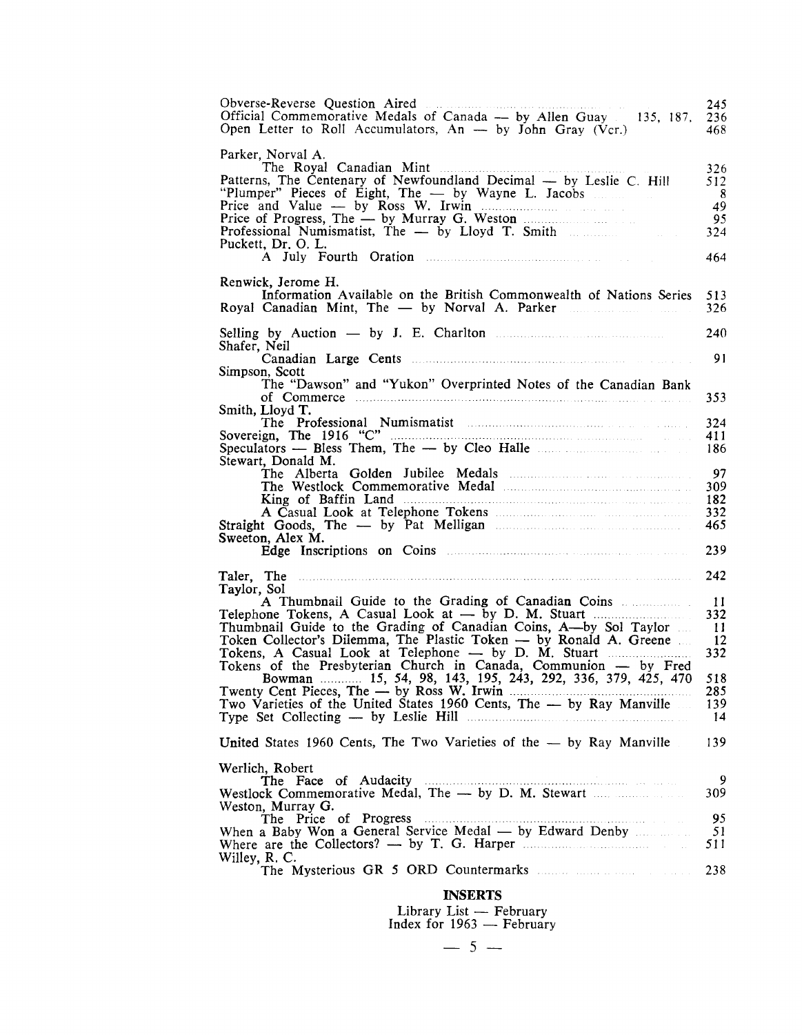Obverse-Reverse Question Aired 245
Official Commemorative Medals of Canada — by Allen Guay 135, 187, 236
Open Letter to Roll Accumulators, An — by John Gray (Vcr.) 468

Parker, Norval A.
    The Royal Canadian Mint 326
Patterns, The Centenary of Newfoundland Decimal — by Leslie C. Hill 512
"Plumper" Pieces of Eight, The — by Wayne L. Jacobs 8
Price and Value — by Ross W. Irwin 49
Price of Progress, The — by Murray G. Weston 95
Professional Numismatist, The — by Lloyd T. Smith 324
Puckett, Dr. O. L.
    A July Fourth Oration 464

Renwick, Jerome H.
    Information Available on the British Commonwealth of Nations Series 513
Royal Canadian Mint, The — by Norval A. Parker 326

Selling by Auction — by J. E. Charlton 240
Shafer, Neil
    Canadian Large Cents 91
Simpson, Scott
    The "Dawson" and "Yukon" Overprinted Notes of the Canadian Bank of Commerce 353
Smith, Lloyd T.
    The Professional Numismatist 324
Sovereign, The 1916 "C" 411
Speculators — Bless Them, The — by Cleo Halle 186
Stewart, Donald M.
    The Alberta Golden Jubilee Medals 97
    The Westlock Commemorative Medal 309
    King of Baffin Land 182
    A Casual Look at Telephone Tokens 332
Straight Goods, The — by Pat Melligan 465
Sweeton, Alex M.
    Edge Inscriptions on Coins 239

Taler, The 242
Taylor, Sol
    A Thumbnail Guide to the Grading of Canadian Coins 11
Telephone Tokens, A Casual Look at — by D. M. Stuart 332
Thumbnail Guide to the Grading of Canadian Coins, A—by Sol Taylor 11
Token Collector's Dilemma, The Plastic Token — by Ronald A. Greene 12
Tokens, A Casual Look at Telephone — by D. M. Stuart 332
Tokens of the Presbyterian Church in Canada, Communion — by Fred Bowman 15, 54, 98, 143, 195, 243, 292, 336, 379, 425, 470 518
Twenty Cent Pieces, The — by Ross W. Irwin 285
Two Varieties of the United States 1960 Cents, The — by Ray Manville 139
Type Set Collecting — by Leslie Hill 14

United States 1960 Cents, The Two Varieties of the — by Ray Manville 139

Werlich, Robert
    The Face of Audacity 9
Westlock Commemorative Medal, The — by D. M. Stewart 309
Weston, Murray G.
    The Price of Progress 95
When a Baby Won a General Service Medal — by Edward Denby 51
Where are the Collectors? — by T. G. Harper 511
Willey, R. C.
    The Mysterious GR 5 ORD Countermarks 238

**INSERTS**

Library List — February
Index for 1963 — February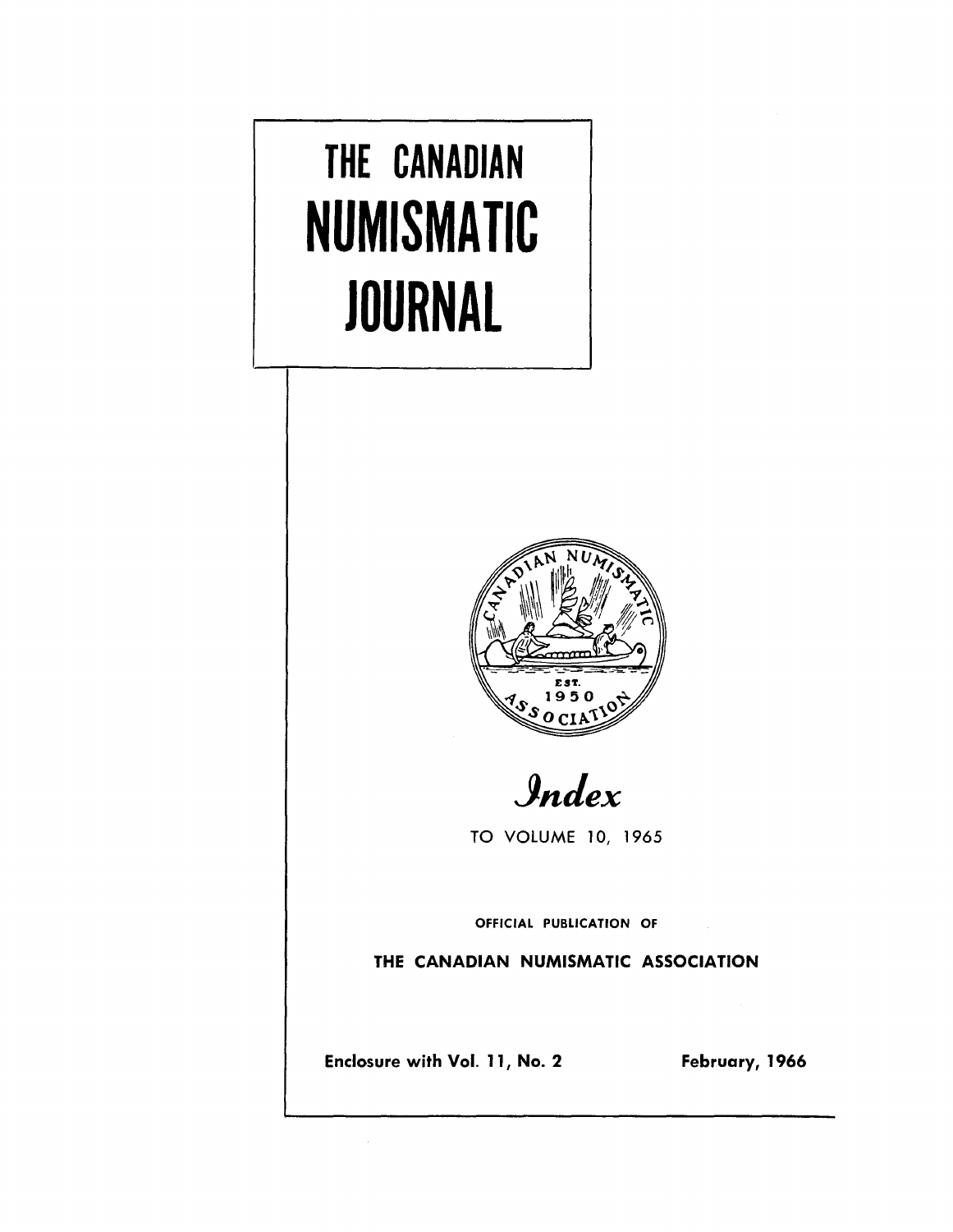# THE CANADIAN NUMISMATIC JOURNAL

CANADIAN NUMISMATIC ASSOCIATION EST. 1950

# *Index*

TO VOLUME 10, 1965

OFFICIAL PUBLICATION OF

THE CANADIAN NUMISMATIC ASSOCIATION

Enclosure with Vol. 11, No. 2

February, 1966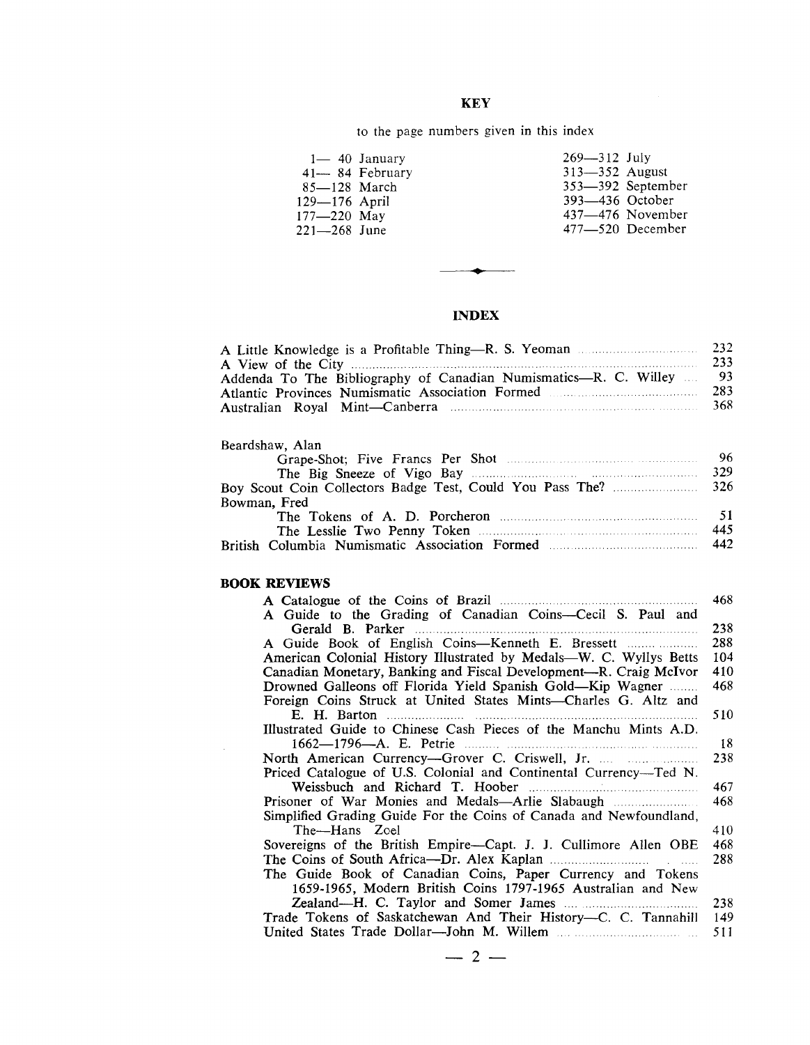## KEY

to the page numbers given in this index

| | | | |
|---|---|---|---|
| 1—40 | January | 269—312 | July |
| 41—84 | February | 313—352 | August |
| 85—128 | March | 353—392 | September |
| 129—176 | April | 393—436 | October |
| 177—220 | May | 437—476 | November |
| 221—268 | June | 477—520 | December |

## INDEX

A Little Knowledge is a Profitable Thing—R. S. Yeoman ..... 232
A View of the City ..... 233
Addenda To The Bibliography of Canadian Numismatics—R. C. Willey ..... 93
Atlantic Provinces Numismatic Association Formed ..... 283
Australian Royal Mint—Canberra ..... 368

Beardshaw, Alan
- Grape-Shot; Five Francs Per Shot ..... 96
- The Big Sneeze of Vigo Bay ..... 329

Boy Scout Coin Collectors Badge Test, Could You Pass The? ..... 326

Bowman, Fred
- The Tokens of A. D. Porcheron ..... 51
- The Lesslie Two Penny Token ..... 445

British Columbia Numismatic Association Formed ..... 442

### BOOK REVIEWS

- A Catalogue of the Coins of Brazil ..... 468
- A Guide to the Grading of Canadian Coins—Cecil S. Paul and Gerald B. Parker ..... 238
- A Guide Book of English Coins—Kenneth E. Bressett ..... 288
- American Colonial History Illustrated by Medals—W. C. Wyllys Betts ..... 104
- Canadian Monetary, Banking and Fiscal Development—R. Craig McIvor ..... 410
- Drowned Galleons off Florida Yield Spanish Gold—Kip Wagner ..... 468
- Foreign Coins Struck at United States Mints—Charles G. Altz and E. H. Barton ..... 510
- Illustrated Guide to Chinese Cash Pieces of the Manchu Mints A.D. 1662—1796—A. E. Petrie ..... 18
- North American Currency—Grover C. Criswell, Jr. ..... 238
- Priced Catalogue of U.S. Colonial and Continental Currency—Ted N. Weissbuch and Richard T. Hoober ..... 467
- Prisoner of War Monies and Medals—Arlie Slabaugh ..... 468
- Simplified Grading Guide For the Coins of Canada and Newfoundland, The—Hans Zoel ..... 410
- Sovereigns of the British Empire—Capt. J. J. Cullimore Allen OBE ..... 468
- The Coins of South Africa—Dr. Alex Kaplan ..... 288
- The Guide Book of Canadian Coins, Paper Currency and Tokens 1659-1965, Modern British Coins 1797-1965 Australian and New Zealand—H. C. Taylor and Somer James ..... 238
- Trade Tokens of Saskatchewan And Their History—C. C. Tannahill ..... 149
- United States Trade Dollar—John M. Willem ..... 511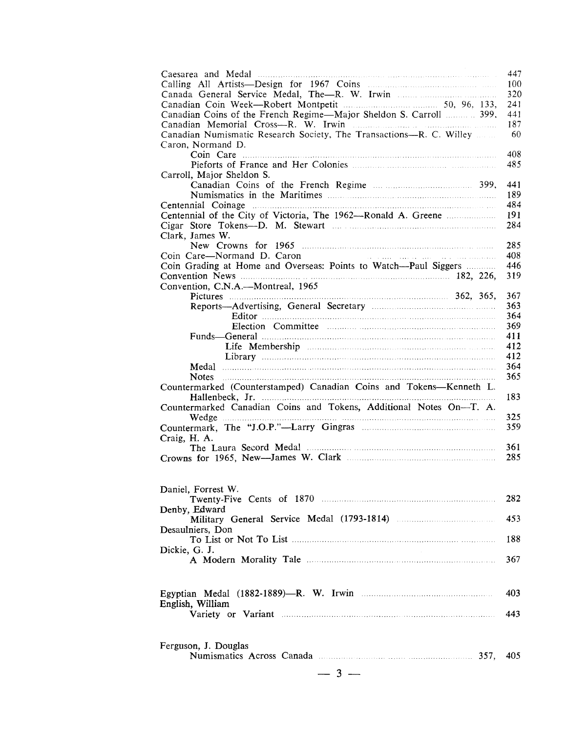Caesarea and Medal ... 447
Calling All Artists—Design for 1967 Coins ... 100
Canada General Service Medal, The—R. W. Irwin ... 320
Canadian Coin Week—Robert Montpetit ... 50, 96, 133, 241
Canadian Coins of the French Regime—Major Sheldon S. Carroll ... 399, 441
Canadian Memorial Cross—R. W. Irwin ... 187
Canadian Numismatic Research Society, The Transactions—R. C. Willey ... 60
Caron, Normand D.
- Coin Care ... 408
- Piefors of France and Her Colonies ... 485

Carroll, Major Sheldon S.
- Canadian Coins of the French Regime ... 399, 441
- Numismatics in the Maritimes ... 189

Centennial Coinage ... 484
Centennial of the City of Victoria, The 1962—Ronald A. Greene ... 191
Cigar Store Tokens—D. M. Stewart ... 284
Clark, James W.
- New Crowns for 1965 ... 285

Coin Care—Normand D. Caron ... 408
Coin Grading at Home and Overseas: Points to Watch—Paul Siggers ... 446
Convention News ... 182, 226, 319
Convention, C.N.A.—Montreal, 1965
- Pictures ... 362, 365, 367
- Reports—Advertising, General Secretary ... 363
  - Editor ... 364
  - Election Committee ... 369
- Funds—General ... 411
  - Life Membership ... 412
  - Library ... 412
- Medal ... 364
- Notes ... 365

Countermarked (Counterstamped) Canadian Coins and Tokens—Kenneth L. Hallenbeck, Jr. ... 183
Countermarked Canadian Coins and Tokens, Additional Notes On—T. A. Wedge ... 325
Countermark, The "J.O.P."—Larry Gingras ... 359
Craig, H. A.
- The Laura Secord Medal ... 361

Crowns for 1965, New—James W. Clark ... 285

Daniel, Forrest W.
- Twenty-Five Cents of 1870 ... 282

Denby, Edward
- Military General Service Medal (1793-1814) ... 453

Desaulniers, Don
- To List or Not To List ... 188

Dickie, G. J.
- A Modern Morality Tale ... 367

Egyptian Medal (1882-1889)—R. W. Irwin ... 403
English, William
- Variety or Variant ... 443

Ferguson, J. Douglas
- Numismatics Across Canada ... 357, 405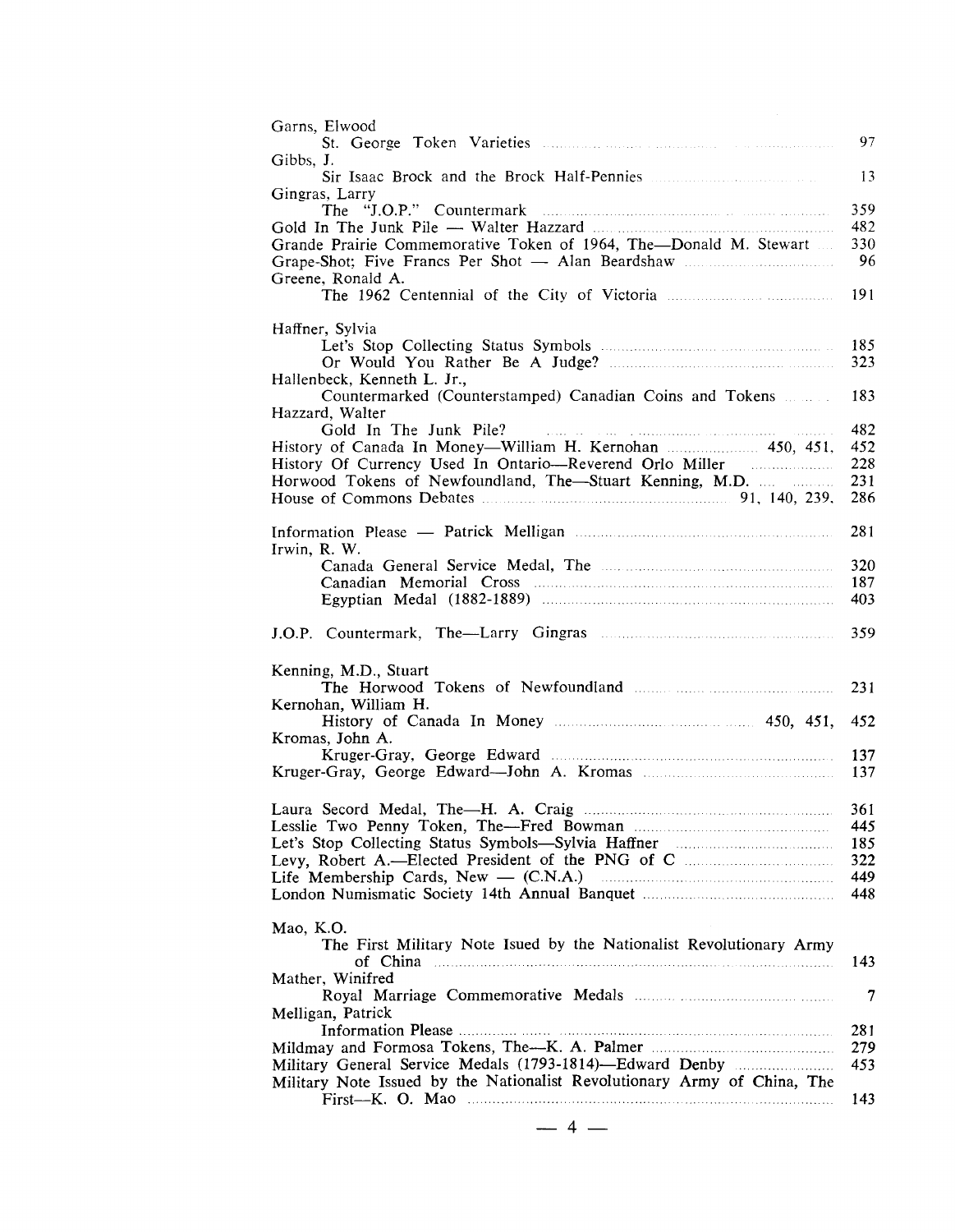Garns, Elwood
- St. George Token Varieties ..... 97

Gibbs, J.
- Sir Isaac Brock and the Brock Half-Pennies ..... 13

Gingras, Larry
- The "J.O.P." Countermark ..... 359

Gold In The Junk Pile — Walter Hazzard ..... 482
Grande Prairie Commemorative Token of 1964, The—Donald M. Stewart ..... 330
Grape-Shot; Five Francs Per Shot — Alan Beardshaw ..... 96

Greene, Ronald A.
- The 1962 Centennial of the City of Victoria ..... 191

Haffner, Sylvia
- Let's Stop Collecting Status Symbols ..... 185
- Or Would You Rather Be A Judge? ..... 323

Hallenbeck, Kenneth L. Jr.,
- Countermarked (Counterstamped) Canadian Coins and Tokens ..... 183

Hazzard, Walter
- Gold In The Junk Pile? ..... 482

History of Canada In Money—William H. Kernohan ..... 450, 451, 452
History Of Currency Used In Ontario—Reverend Orlo Miller ..... 228
Horwood Tokens of Newfoundland, The—Stuart Kenning, M.D. ..... 231
House of Commons Debates ..... 91, 140, 239, 286

Information Please — Patrick Melligan ..... 281

Irwin, R. W.
- Canada General Service Medal, The ..... 320
- Canadian Memorial Cross ..... 187
- Egyptian Medal (1882-1889) ..... 403

J.O.P. Countermark, The—Larry Gingras ..... 359

Kenning, M.D., Stuart
- The Horwood Tokens of Newfoundland ..... 231

Kernohan, William H.
- History of Canada In Money ..... 450, 451, 452

Kromas, John A.
- Kruger-Gray, George Edward ..... 137

Kruger-Gray, George Edward—John A. Kromas ..... 137

Laura Secord Medal, The—H. A. Craig ..... 361
Lesslie Two Penny Token, The—Fred Bowman ..... 445
Let's Stop Collecting Status Symbols—Sylvia Haffner ..... 185
Levy, Robert A.—Elected President of the PNG of C ..... 322
Life Membership Cards, New — (C.N.A.) ..... 449
London Numismatic Society 14th Annual Banquet ..... 448

Mao, K.O.
- The First Military Note Issued by the Nationalist Revolutionary Army of China ..... 143

Mather, Winifred
- Royal Marriage Commemorative Medals ..... 7

Melligan, Patrick
- Information Please ..... 281

Mildmay and Formosa Tokens, The—K. A. Palmer ..... 279
Military General Service Medals (1793-1814)—Edward Denby ..... 453
Military Note Issued by the Nationalist Revolutionary Army of China, The First—K. O. Mao ..... 143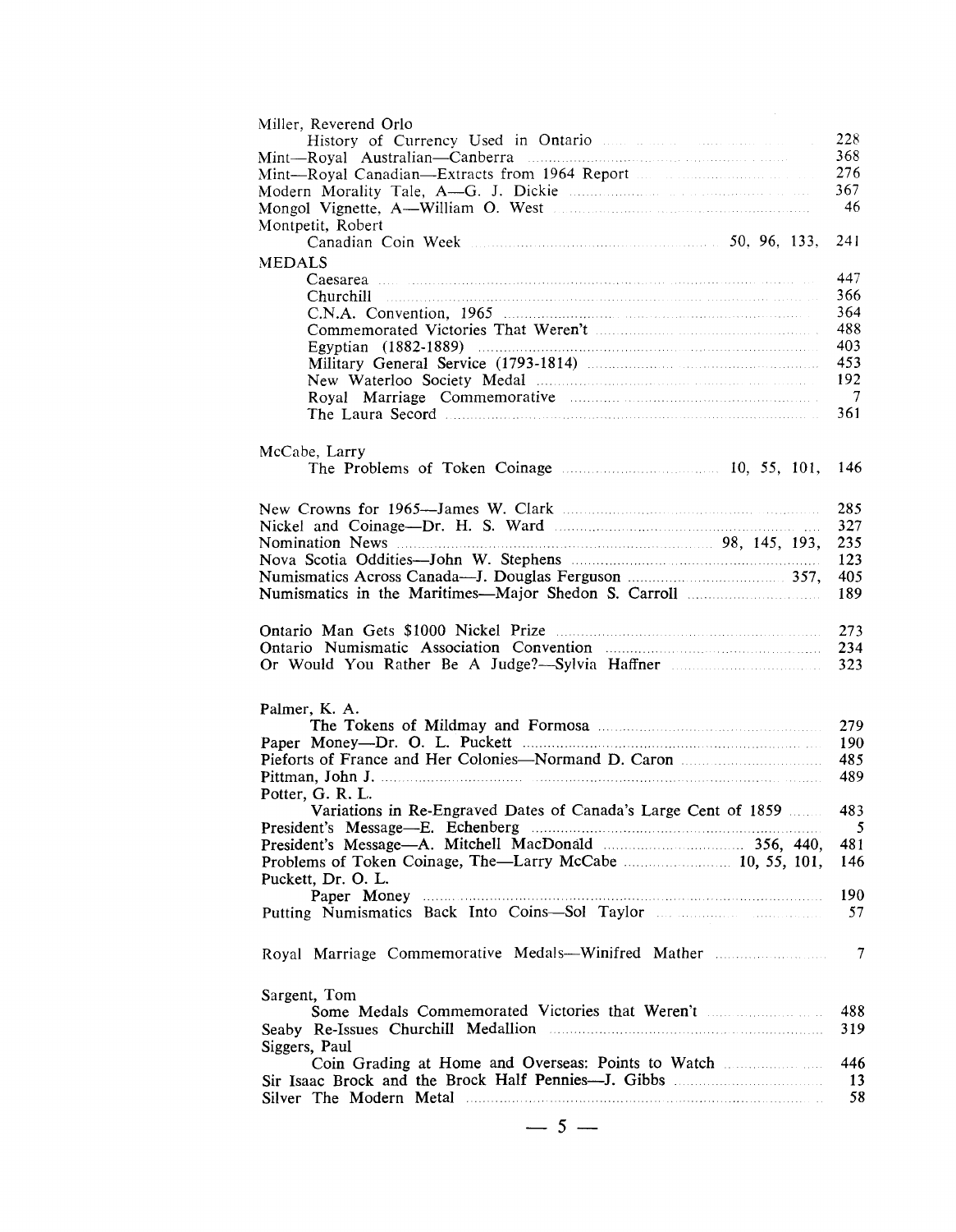Miller, Reverend Orlo
    History of Currency Used in Ontario ..... 228
Mint—Royal Australian—Canberra ..... 368
Mint—Royal Canadian—Extracts from 1964 Report ..... 276
Modern Morality Tale, A—G. J. Dickie ..... 367
Mongol Vignette, A—William O. West ..... 46
Montpetit, Robert
    Canadian Coin Week ..... 50, 96, 133, 241

MEDALS
    Caesarea ..... 447
    Churchill ..... 366
    C.N.A. Convention, 1965 ..... 364
    Commemorated Victories That Weren't ..... 488
    Egyptian (1882-1889) ..... 403
    Military General Service (1793-1814) ..... 453
    New Waterloo Society Medal ..... 192
    Royal Marriage Commemorative ..... 7
    The Laura Secord ..... 361

McCabe, Larry
    The Problems of Token Coinage ..... 10, 55, 101, 146

New Crowns for 1965—James W. Clark ..... 285
Nickel and Coinage—Dr. H. S. Ward ..... 327
Nomination News ..... 98, 145, 193, 235
Nova Scotia Oddities—John W. Stephens ..... 123
Numismatics Across Canada—J. Douglas Ferguson ..... 357, 405
Numismatics in the Maritimes—Major Shedon S. Carroll ..... 189

Ontario Man Gets $1000 Nickel Prize ..... 273
Ontario Numismatic Association Convention ..... 234
Or Would You Rather Be A Judge?—Sylvia Haffner ..... 323

Palmer, K. A.
    The Tokens of Mildmay and Formosa ..... 279
Paper Money—Dr. O. L. Puckett ..... 190
Pieforts of France and Her Colonies—Normand D. Caron ..... 485
Pittman, John J. ..... 489
Potter, G. R. L.
    Variations in Re-Engraved Dates of Canada's Large Cent of 1859 ..... 483
President's Message—E. Echenberg ..... 5
President's Message—A. Mitchell MacDonald ..... 356, 440, 481
Problems of Token Coinage, The—Larry McCabe ..... 10, 55, 101, 146
Puckett, Dr. O. L.
    Paper Money ..... 190
Putting Numismatics Back Into Coins—Sol Taylor ..... 57

Royal Marriage Commemorative Medals—Winifred Mather ..... 7

Sargent, Tom
    Some Medals Commemorated Victories that Weren't ..... 488
Seaby Re-Issues Churchill Medallion ..... 319
Siggers, Paul
    Coin Grading at Home and Overseas: Points to Watch ..... 446
Sir Isaac Brock and the Brock Half Pennies—J. Gibbs ..... 13
Silver The Modern Metal ..... 58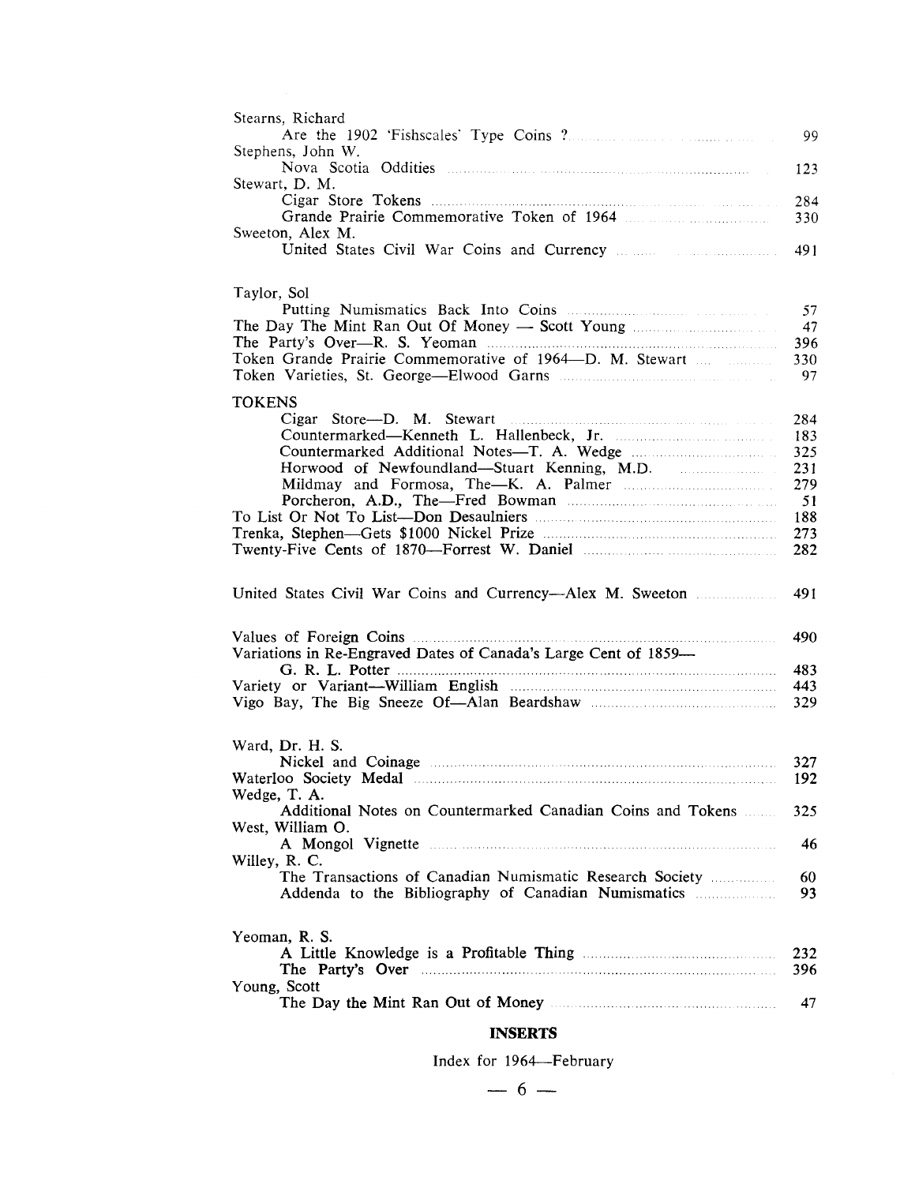Stearns, Richard
    Are the 1902 'Fishscales' Type Coins ? ... 99
Stephens, John W.
    Nova Scotia Oddities ... 123
Stewart, D. M.
    Cigar Store Tokens ... 284
    Grande Prairie Commemorative Token of 1964 ... 330
Sweeton, Alex M.
    United States Civil War Coins and Currency ... 491

Taylor, Sol
    Putting Numismatics Back Into Coins ... 57
The Day The Mint Ran Out Of Money — Scott Young ... 47
The Party's Over—R. S. Yeoman ... 396
Token Grande Prairie Commemorative of 1964—D. M. Stewart ... 330
Token Varieties, St. George—Elwood Garns ... 97

TOKENS
    Cigar Store—D. M. Stewart ... 284
    Countermarked—Kenneth L. Hallenbeck, Jr. ... 183
    Countermarked Additional Notes—T. A. Wedge ... 325
    Horwood of Newfoundland—Stuart Kenning, M.D. ... 231
    Mildmay and Formosa, The—K. A. Palmer ... 279
    Porcheron, A.D., The—Fred Bowman ... 51
To List Or Not To List—Don Desaulniers ... 188
Trenka, Stephen—Gets $1000 Nickel Prize ... 273
Twenty-Five Cents of 1870—Forrest W. Daniel ... 282

United States Civil War Coins and Currency—Alex M. Sweeton ... 491

Values of Foreign Coins ... 490
Variations in Re-Engraved Dates of Canada's Large Cent of 1859—
    G. R. L. Potter ... 483
Variety or Variant—William English ... 443
Vigo Bay, The Big Sneeze Of—Alan Beardshaw ... 329

Ward, Dr. H. S.
    Nickel and Coinage ... 327
Waterloo Society Medal ... 192
Wedge, T. A.
    Additional Notes on Countermarked Canadian Coins and Tokens ... 325
West, William O.
    A Mongol Vignette ... 46
Willey, R. C.
    The Transactions of Canadian Numismatic Research Society ... 60
    Addenda to the Bibliography of Canadian Numismatics ... 93

Yeoman, R. S.
    A Little Knowledge is a Profitable Thing ... 232
    The Party's Over ... 396
Young, Scott
    The Day the Mint Ran Out of Money ... 47

## INSERTS

Index for 1964—February